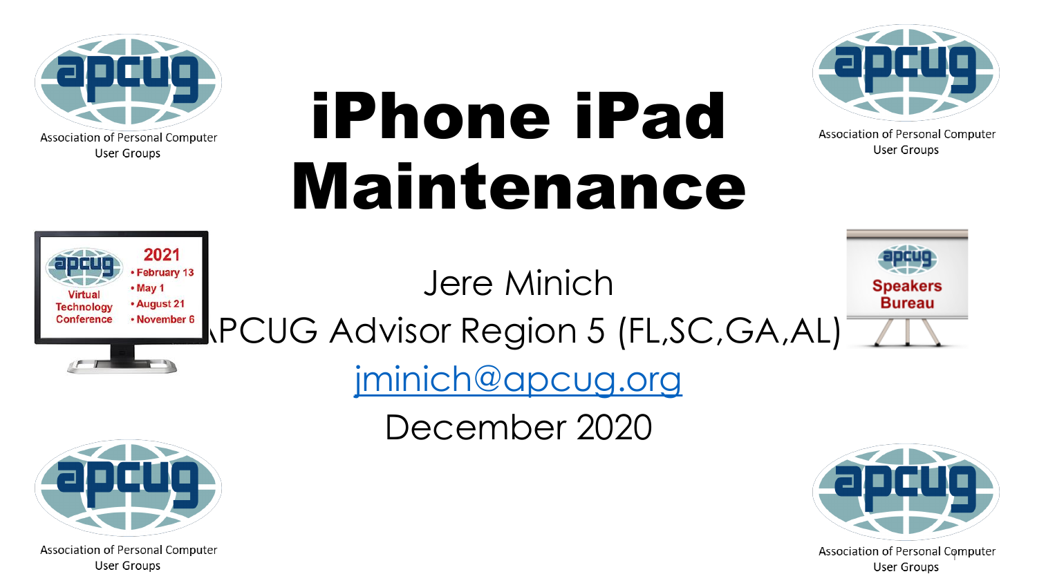# iPhone iPad Maintenance

Jere Minich

APCUG Advisor Region 5 (FL,SC,GA,AL)

jminich@apcug.org

December 2020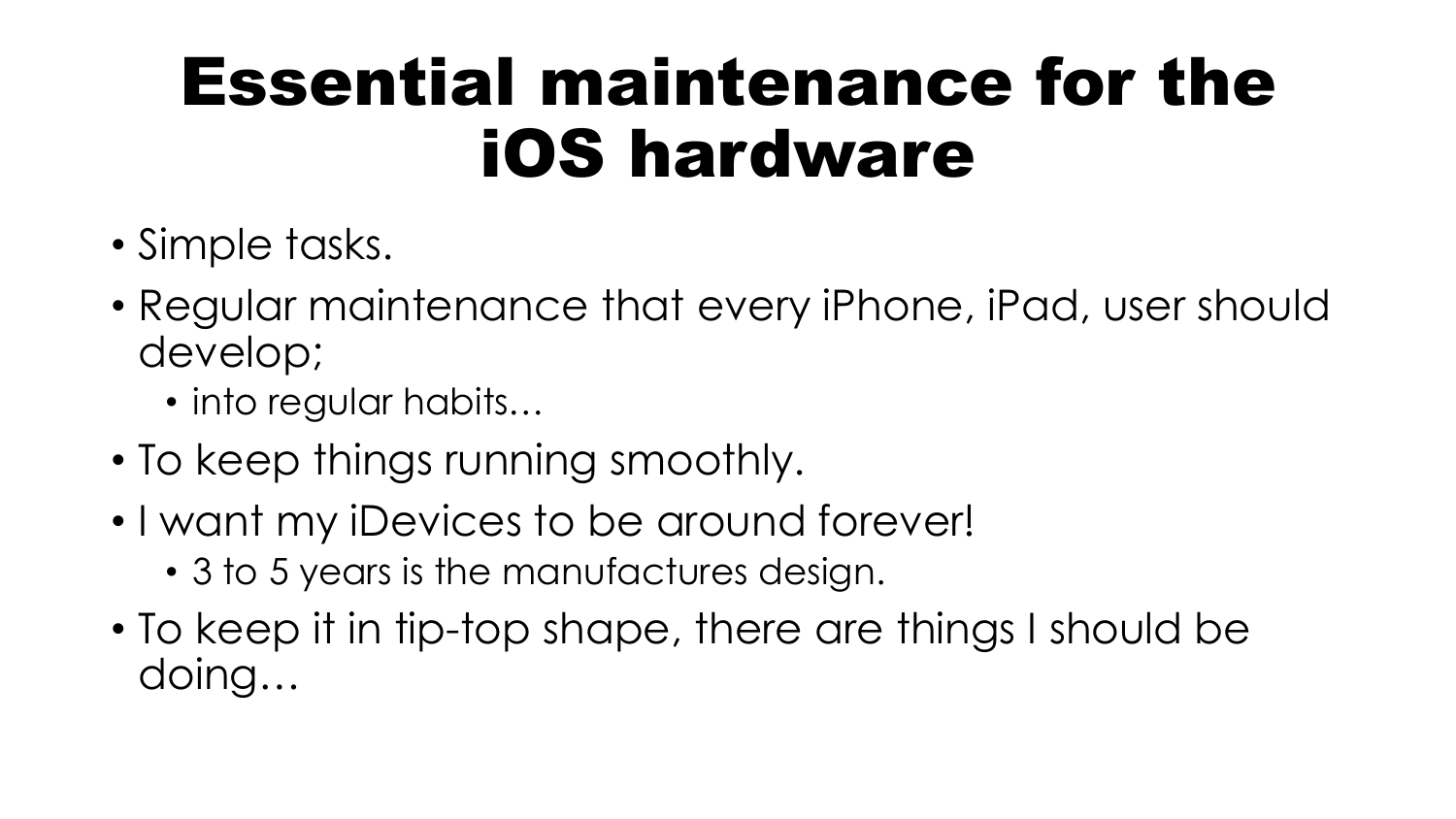# Essential maintenance for the iOS hardware

- Simple tasks.
- Regular maintenance that every iPhone, iPad, user should develop;
  - into regular habits…
- To keep things running smoothly.
- I want my iDevices to be around forever!
  - 3 to 5 years is the manufactures design.
- To keep it in tip-top shape, there are things I should be doing…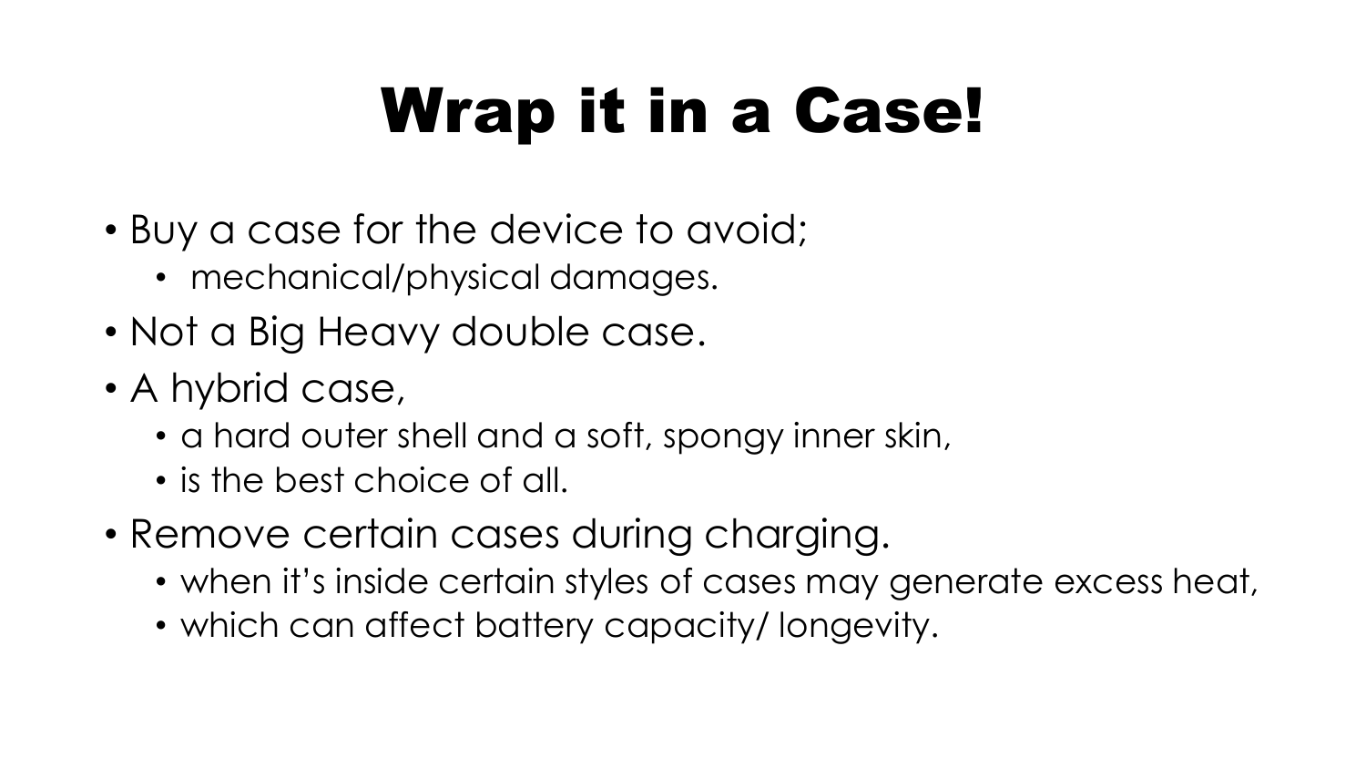# Wrap it in a Case!

- Buy a case for the device to avoid;
  - mechanical/physical damages.
- Not a Big Heavy double case.
- A hybrid case,
  - a hard outer shell and a soft, spongy inner skin,
  - is the best choice of all.
- Remove certain cases during charging.
  - when it's inside certain styles of cases may generate excess heat,
  - which can affect battery capacity/ longevity.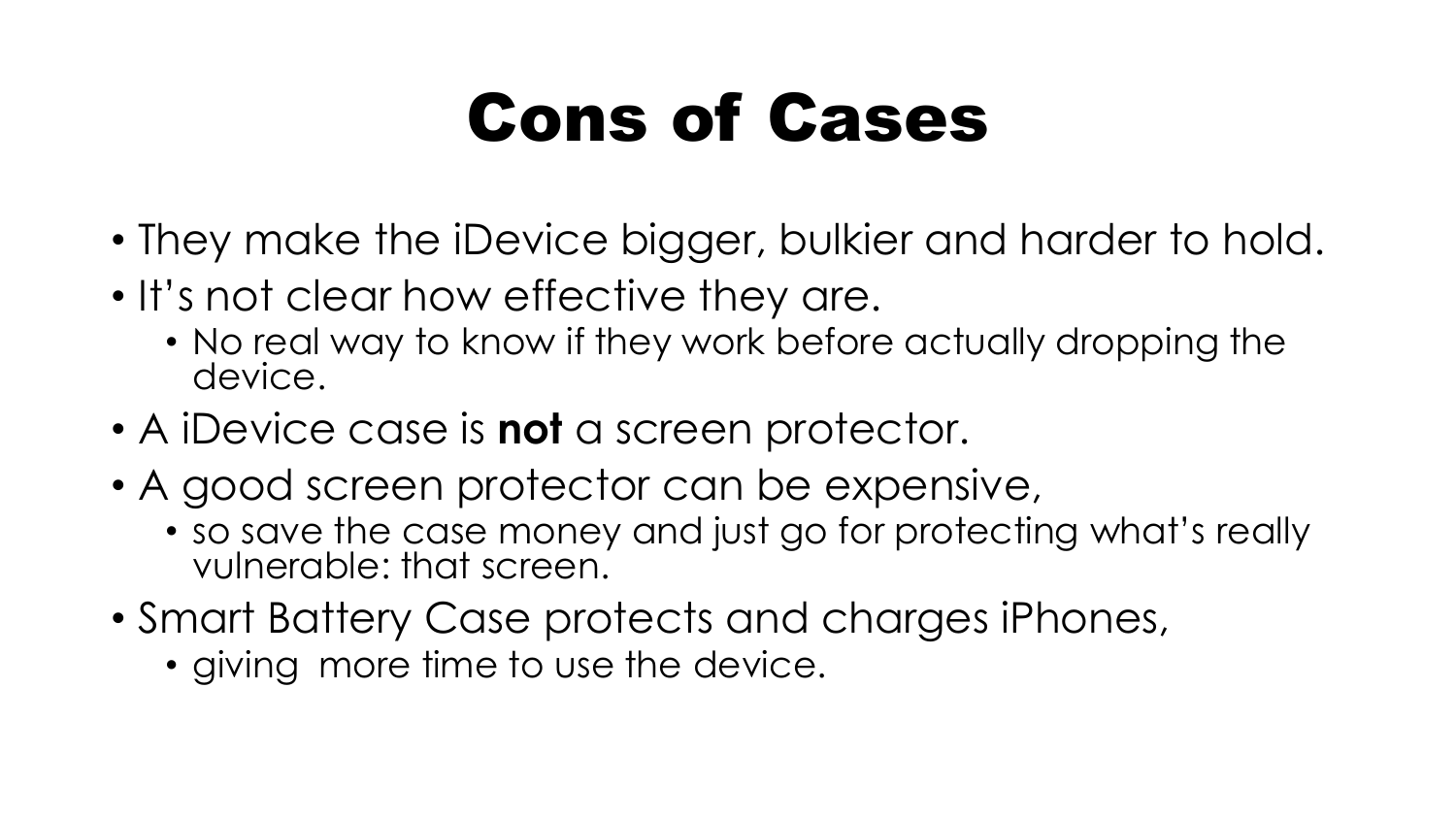# Cons of Cases

- They make the iDevice bigger, bulkier and harder to hold.
- It's not clear how effective they are.
  - No real way to know if they work before actually dropping the device.
- A iDevice case is **not** a screen protector.
- A good screen protector can be expensive,
  - so save the case money and just go for protecting what's really vulnerable: that screen.
- Smart Battery Case protects and charges iPhones,
  - giving  more time to use the device.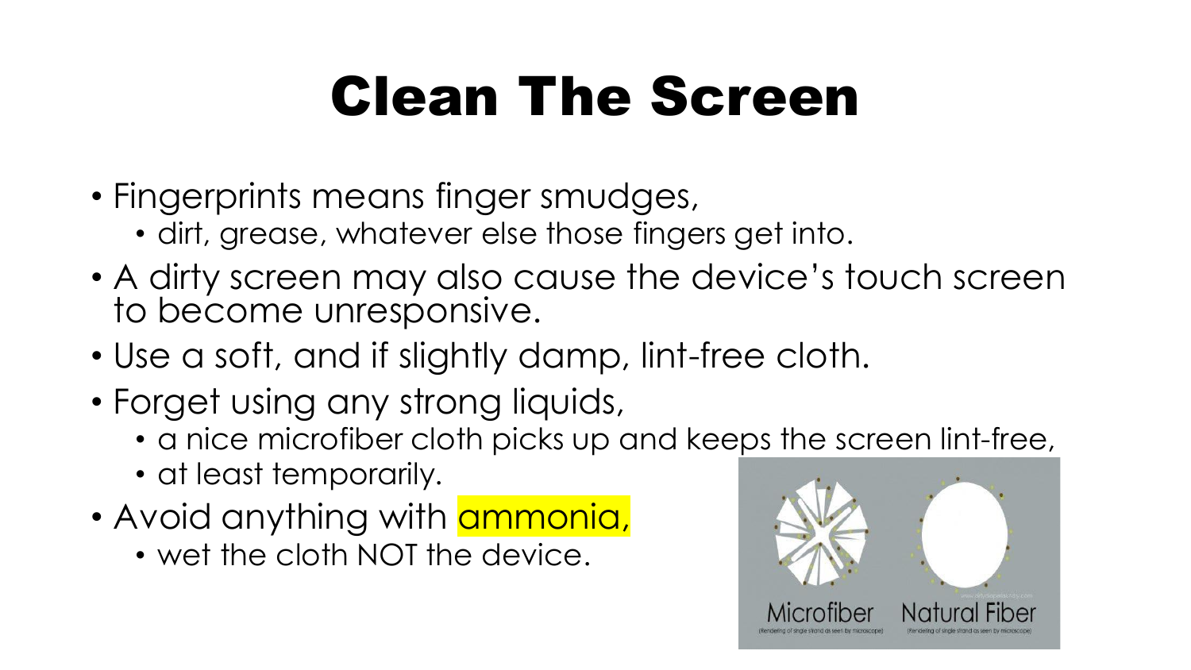# Clean The Screen

- Fingerprints means finger smudges,
  - dirt, grease, whatever else those fingers get into.
- A dirty screen may also cause the device's touch screen to become unresponsive.
- Use a soft, and if slightly damp, lint-free cloth.
- Forget using any strong liquids,
  - a nice microfiber cloth picks up and keeps the screen lint-free,
  - at least temporarily.
- Avoid anything with ammonia,
  - wet the cloth NOT the device.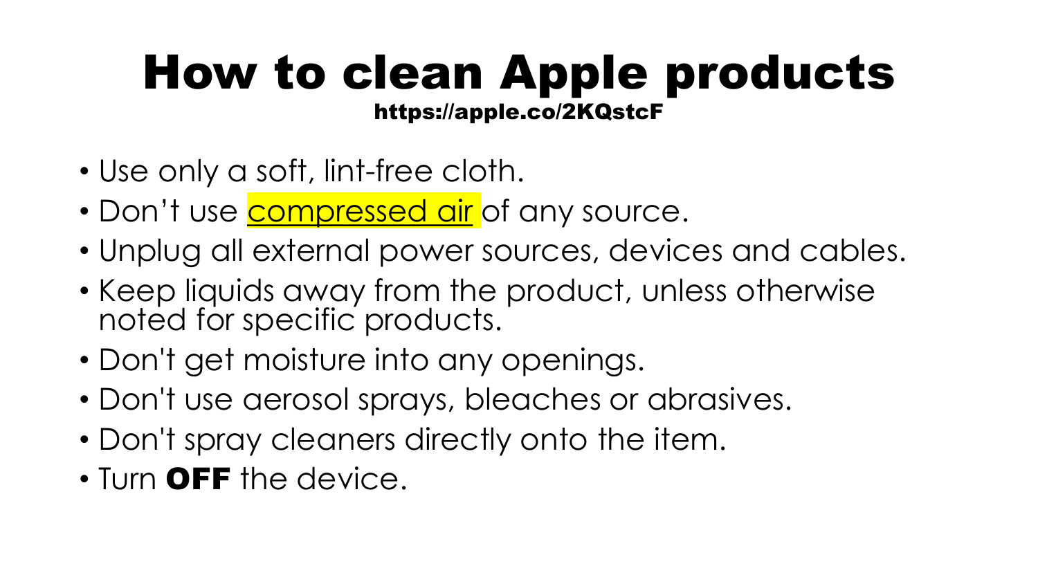# How to clean Apple products

**https://apple.co/2KQstcF**

- Use only a soft, lint-free cloth.
- Don’t use compressed air of any source.
- Unplug all external power sources, devices and cables.
- Keep liquids away from the product, unless otherwise noted for specific products.
- Don't get moisture into any openings.
- Don't use aerosol sprays, bleaches or abrasives.
- Don't spray cleaners directly onto the item.
- Turn **OFF** the device.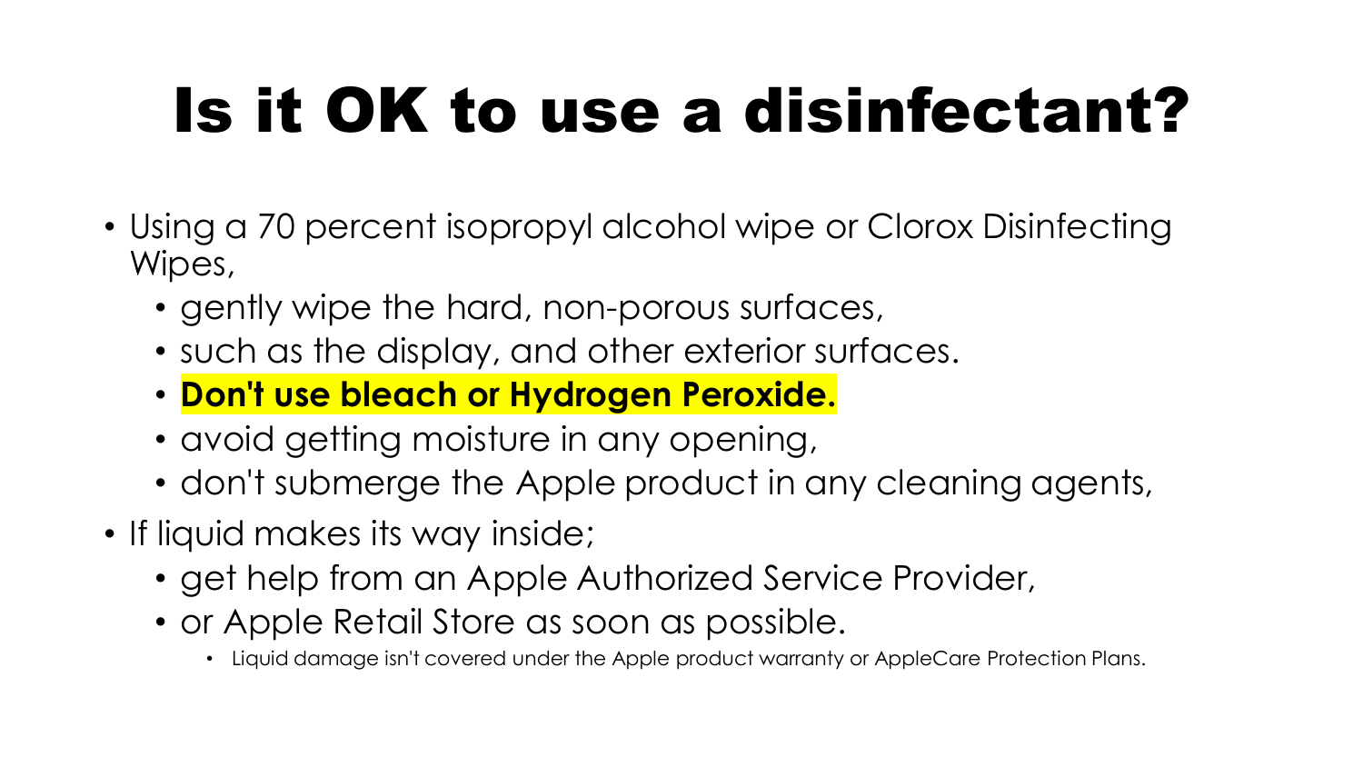# Is it OK to use a disinfectant?

- Using a 70 percent isopropyl alcohol wipe or Clorox Disinfecting Wipes,
  - gently wipe the hard, non-porous surfaces,
  - such as the display, and other exterior surfaces.
  - **Don't use bleach or Hydrogen Peroxide.**
  - avoid getting moisture in any opening,
  - don't submerge the Apple product in any cleaning agents,
- If liquid makes its way inside;
  - get help from an Apple Authorized Service Provider,
  - or Apple Retail Store as soon as possible.
    - Liquid damage isn't covered under the Apple product warranty or AppleCare Protection Plans.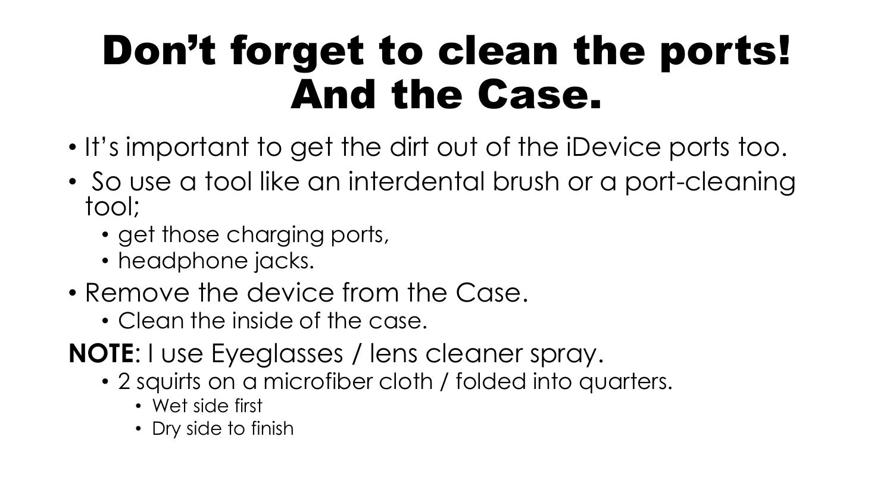# Don't forget to clean the ports! And the Case.

- It's important to get the dirt out of the iDevice ports too.
- So use a tool like an interdental brush or a port-cleaning tool;
  - get those charging ports,
  - headphone jacks.
- Remove the device from the Case.
  - Clean the inside of the case.

**NOTE**: I use Eyeglasses / lens cleaner spray.

- 2 squirts on a microfiber cloth / folded into quarters.
  - Wet side first
  - Dry side to finish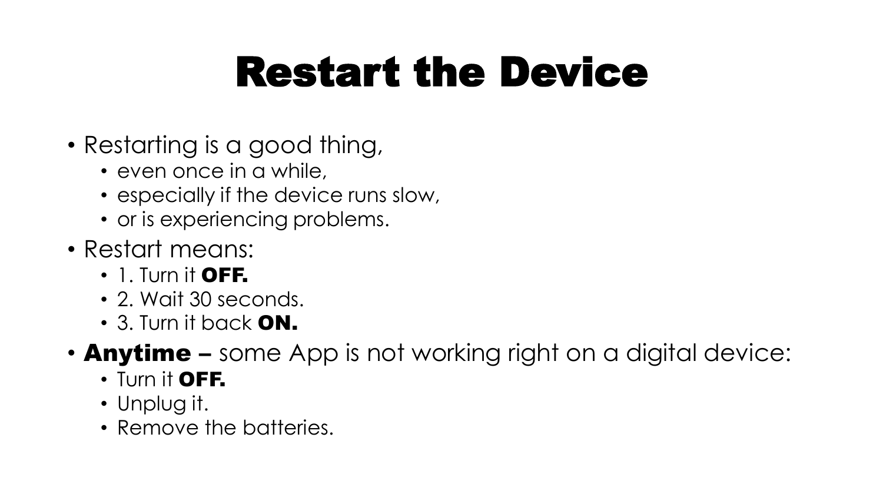# Restart the Device

- Restarting is a good thing,
  - even once in a while,
  - especially if the device runs slow,
  - or is experiencing problems.
- Restart means:
  - 1. Turn it **OFF.**
  - 2. Wait 30 seconds.
  - 3. Turn it back **ON.**
- **Anytime –** some App is not working right on a digital device:
  - Turn it **OFF.**
  - Unplug it.
  - Remove the batteries.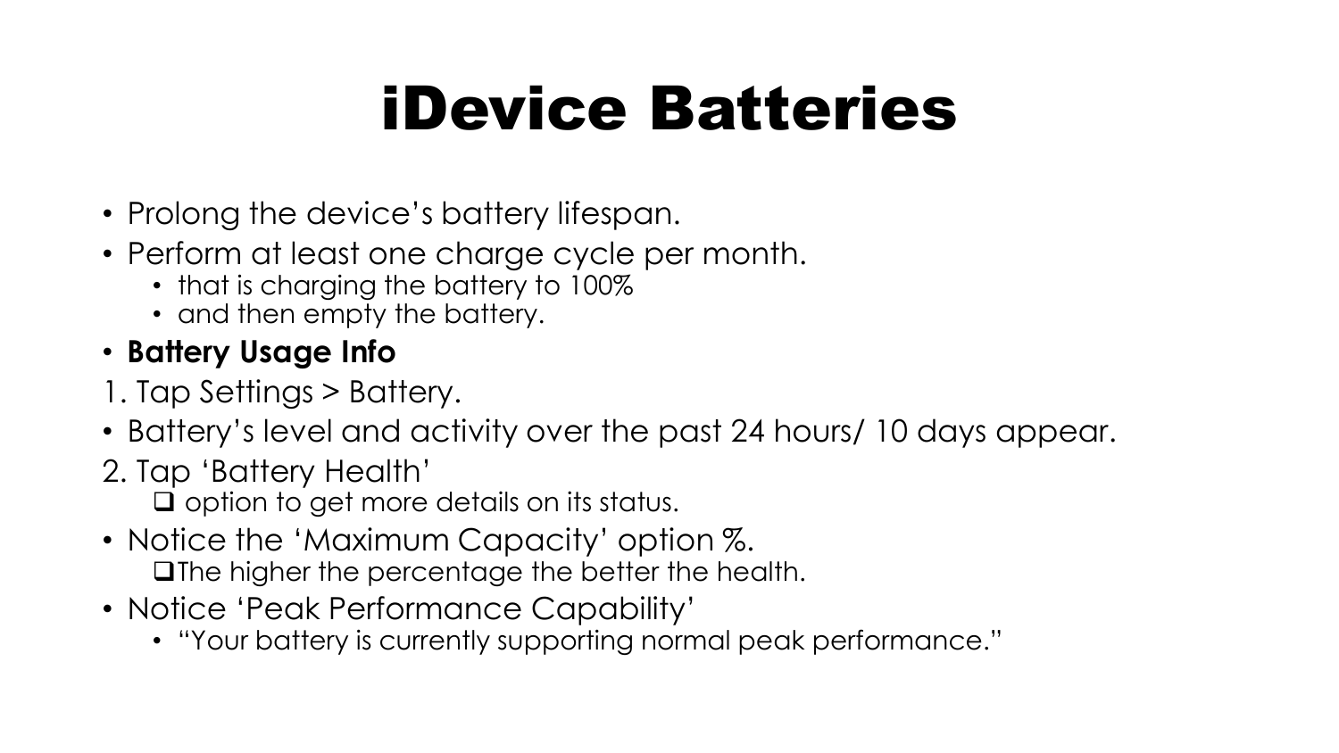# iDevice Batteries

- Prolong the device's battery lifespan.
- Perform at least one charge cycle per month.
  - that is charging the battery to 100%
  - and then empty the battery.
- **Battery Usage Info**

1. Tap Settings > Battery.

- Battery's level and activity over the past 24 hours/ 10 days appear.

2. Tap 'Battery Health'
   - ❑ option to get more details on its status.

- Notice the 'Maximum Capacity' option %.
  - ❑ The higher the percentage the better the health.
- Notice 'Peak Performance Capability'
  - "Your battery is currently supporting normal peak performance."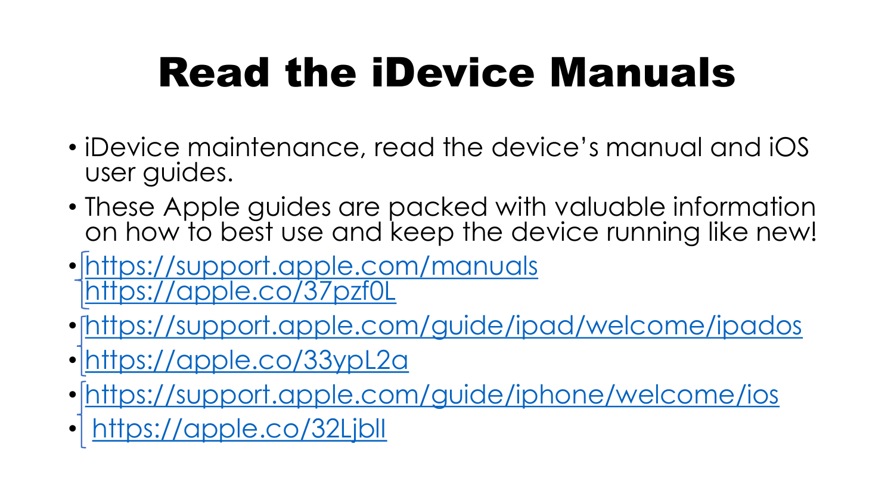# Read the iDevice Manuals

- iDevice maintenance, read the device's manual and iOS user guides.
- These Apple guides are packed with valuable information on how to best use and keep the device running like new!
- https://support.apple.com/manuals https://apple.co/37pzf0L
- https://support.apple.com/guide/ipad/welcome/ipados
- https://apple.co/33ypL2a
- https://support.apple.com/guide/iphone/welcome/ios
- https://apple.co/32LjblI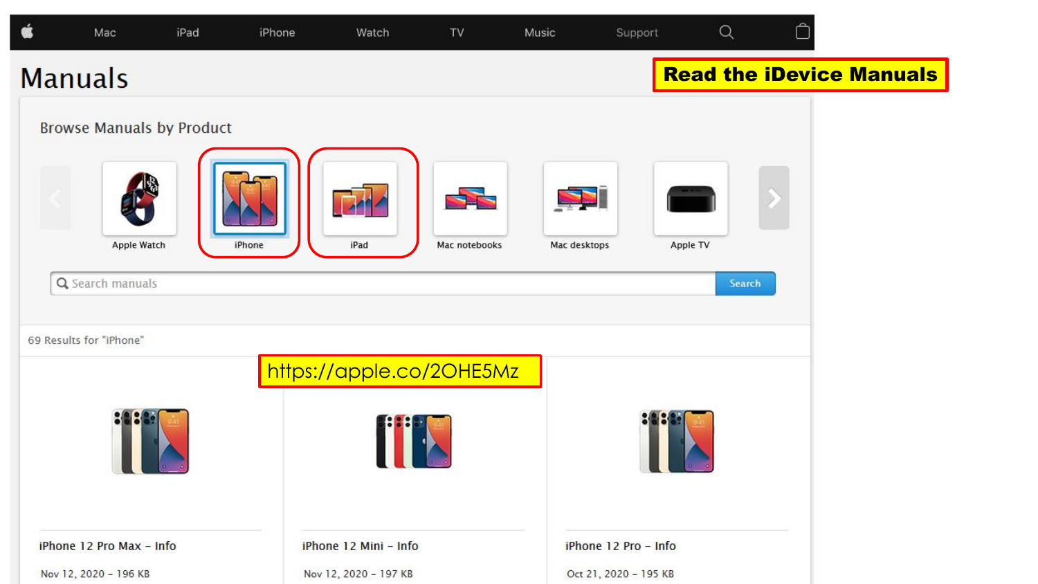Mac iPad iPhone Watch TV Music Support

# Manuals

**Read the iDevice Manuals**

## Browse Manuals by Product

Apple Watch | iPhone | iPad | Mac notebooks | Mac desktops | Apple TV

Search manuals — Search

69 Results for "iPhone"

https://apple.co/2OHE5Mz

iPhone 12 Pro Max – Info
Nov 12, 2020 – 196 KB

iPhone 12 Mini – Info
Nov 12, 2020 – 197 KB

iPhone 12 Pro – Info
Oct 21, 2020 – 195 KB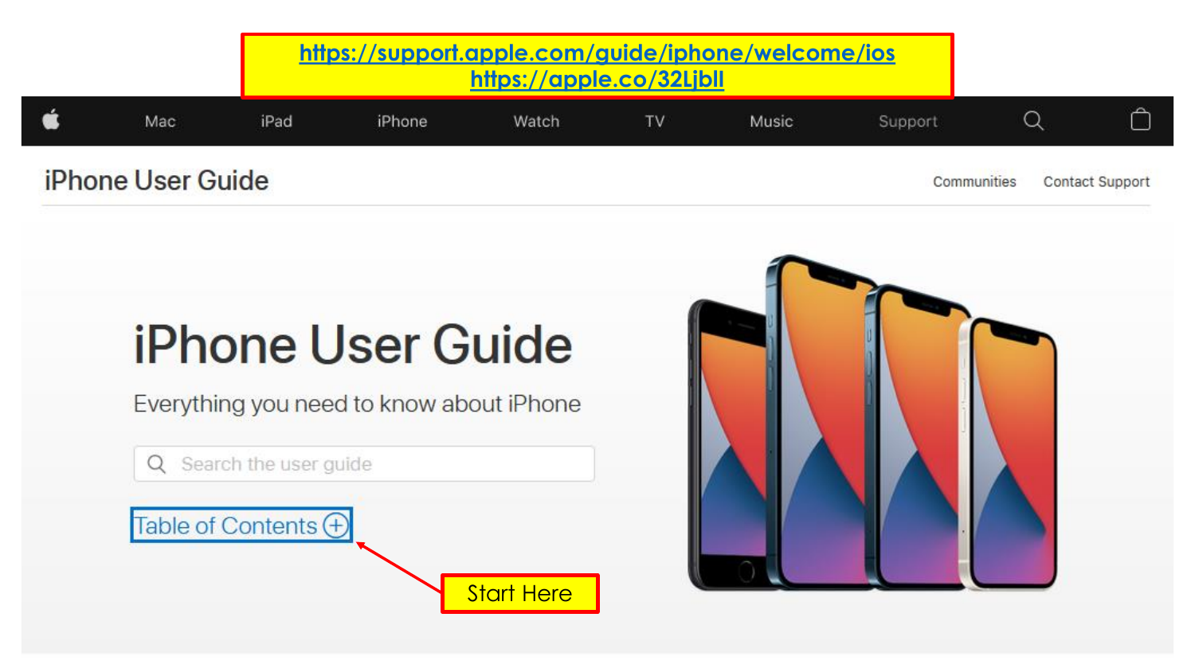https://support.apple.com/guide/iphone/welcome/ios
https://apple.co/32LjblI

Mac iPad iPhone Watch TV Music Support

iPhone User Guide

Communities Contact Support

# iPhone User Guide

Everything you need to know about iPhone

Search the user guide

Table of Contents

Start Here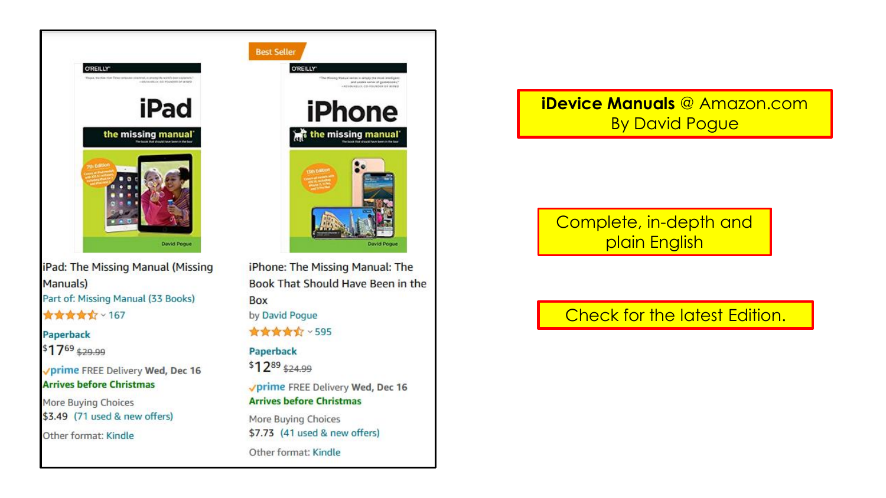Best Seller

iPad: The Missing Manual (Missing Manuals)
Part of: Missing Manual (33 Books)
167
Paperback
$17.69 ~~$29.99~~
prime FREE Delivery **Wed, Dec 16**
**Arrives before Christmas**
More Buying Choices
$3.49 (71 used & new offers)
Other format: Kindle

iPhone: The Missing Manual: The Book That Should Have Been in the Box
by David Pogue
595
Paperback
$12.89 ~~$24.99~~
prime FREE Delivery **Wed, Dec 16**
**Arrives before Christmas**
More Buying Choices
$7.73 (41 used & new offers)
Other format: Kindle

**iDevice Manuals** @ Amazon.com
By David Pogue

Complete, in-depth and plain English

Check for the latest Edition.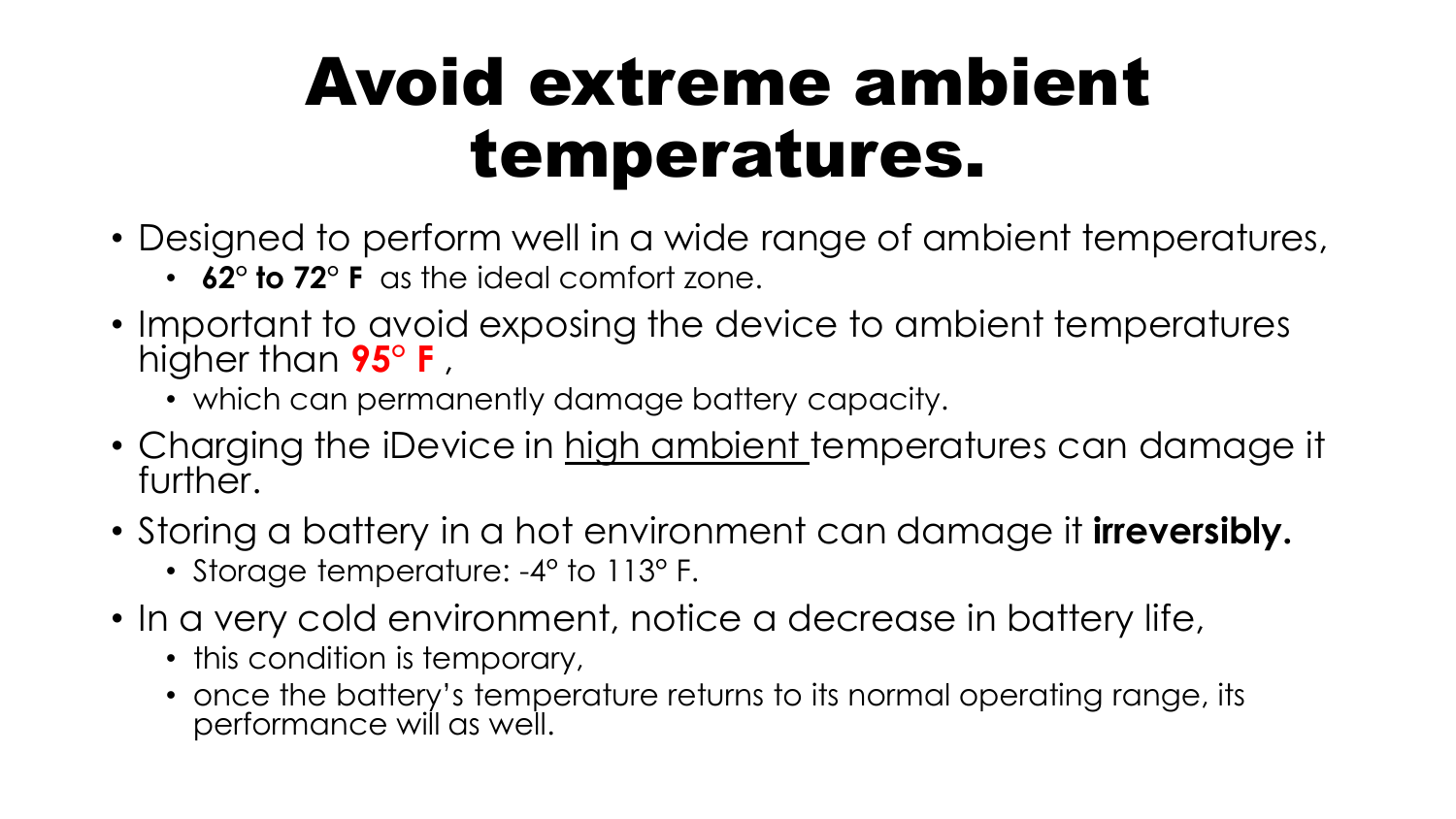# Avoid extreme ambient temperatures.

- Designed to perform well in a wide range of ambient temperatures,
  - **62° to 72° F** as the ideal comfort zone.
- Important to avoid exposing the device to ambient temperatures higher than **95° F** ,
  - which can permanently damage battery capacity.
- Charging the iDevice in <u>high ambient</u> temperatures can damage it further.
- Storing a battery in a hot environment can damage it **irreversibly.**
  - Storage temperature: -4° to 113° F.
- In a very cold environment, notice a decrease in battery life,
  - this condition is temporary,
  - once the battery's temperature returns to its normal operating range, its performance will as well.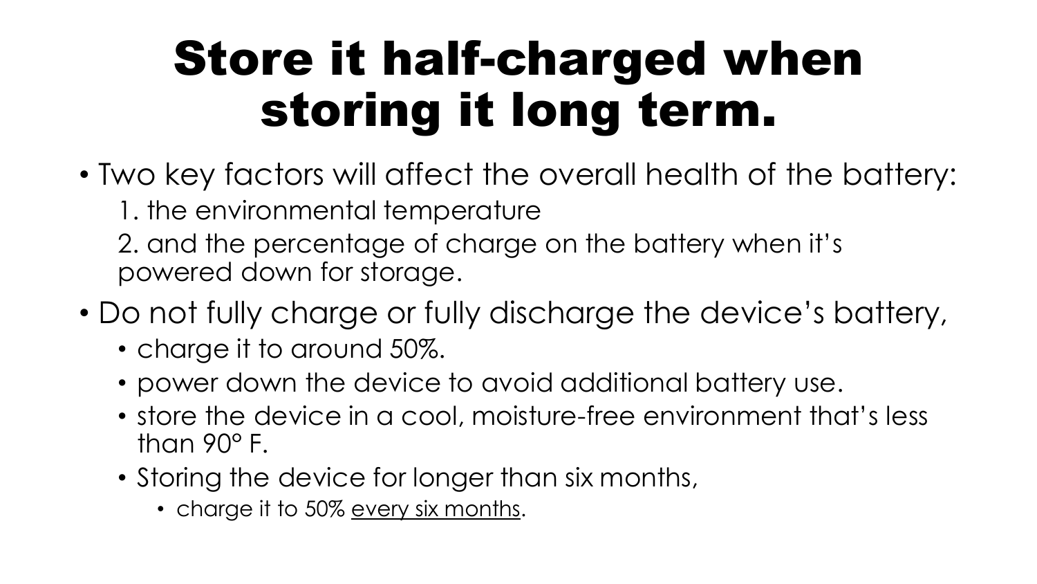# Store it half-charged when storing it long term.

- Two key factors will affect the overall health of the battery:
  1. the environmental temperature
  2. and the percentage of charge on the battery when it's powered down for storage.
- Do not fully charge or fully discharge the device's battery,
  - charge it to around 50%.
  - power down the device to avoid additional battery use.
  - store the device in a cool, moisture-free environment that's less than 90° F.
  - Storing the device for longer than six months,
    - charge it to 50% <u>every six months</u>.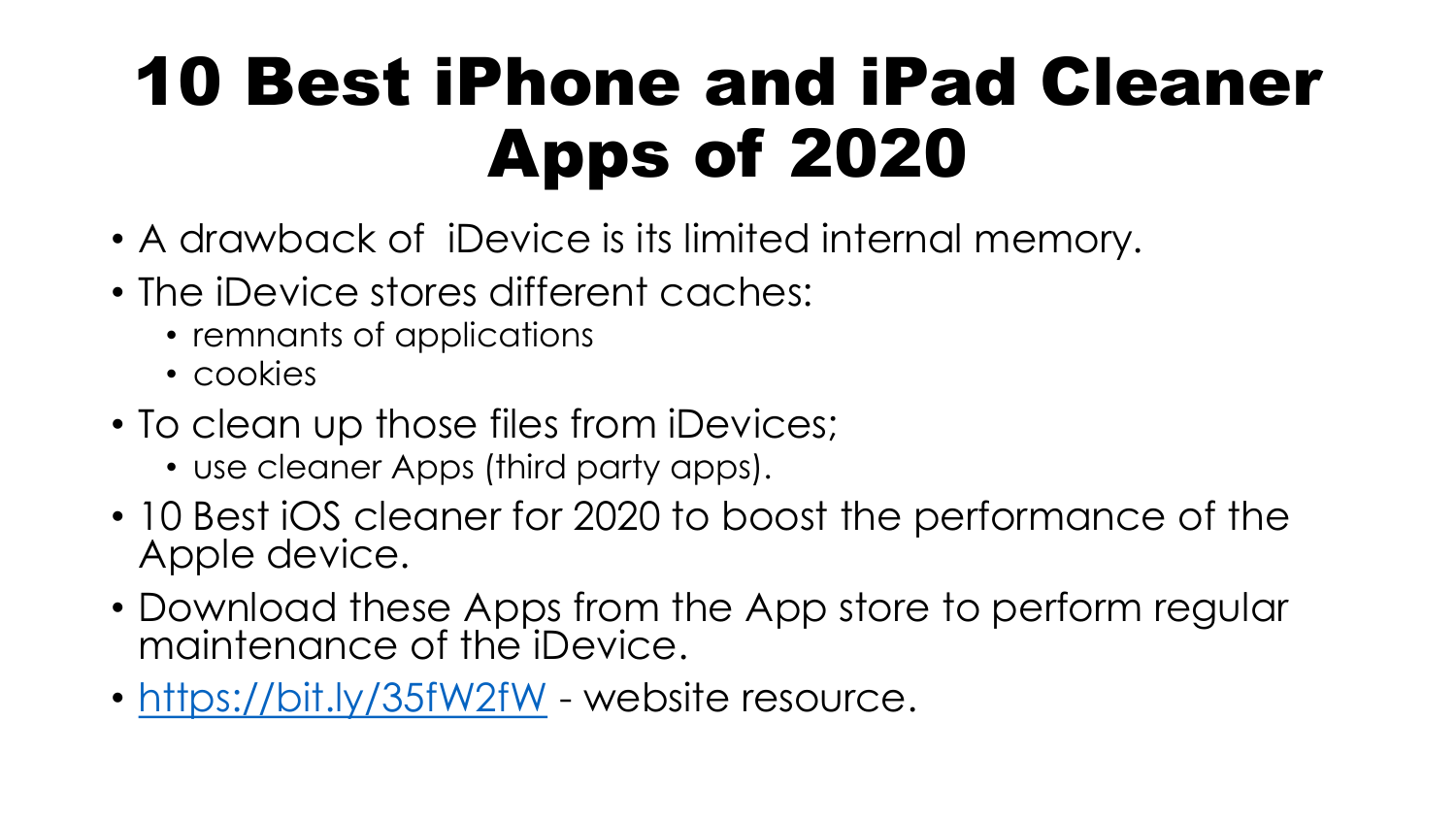# 10 Best iPhone and iPad Cleaner Apps of 2020

- A drawback of iDevice is its limited internal memory.
- The iDevice stores different caches:
  - remnants of applications
  - cookies
- To clean up those files from iDevices;
  - use cleaner Apps (third party apps).
- 10 Best iOS cleaner for 2020 to boost the performance of the Apple device.
- Download these Apps from the App store to perform regular maintenance of the iDevice.
- [https://bit.ly/35fW2fW](https://bit.ly/35fW2fW) - website resource.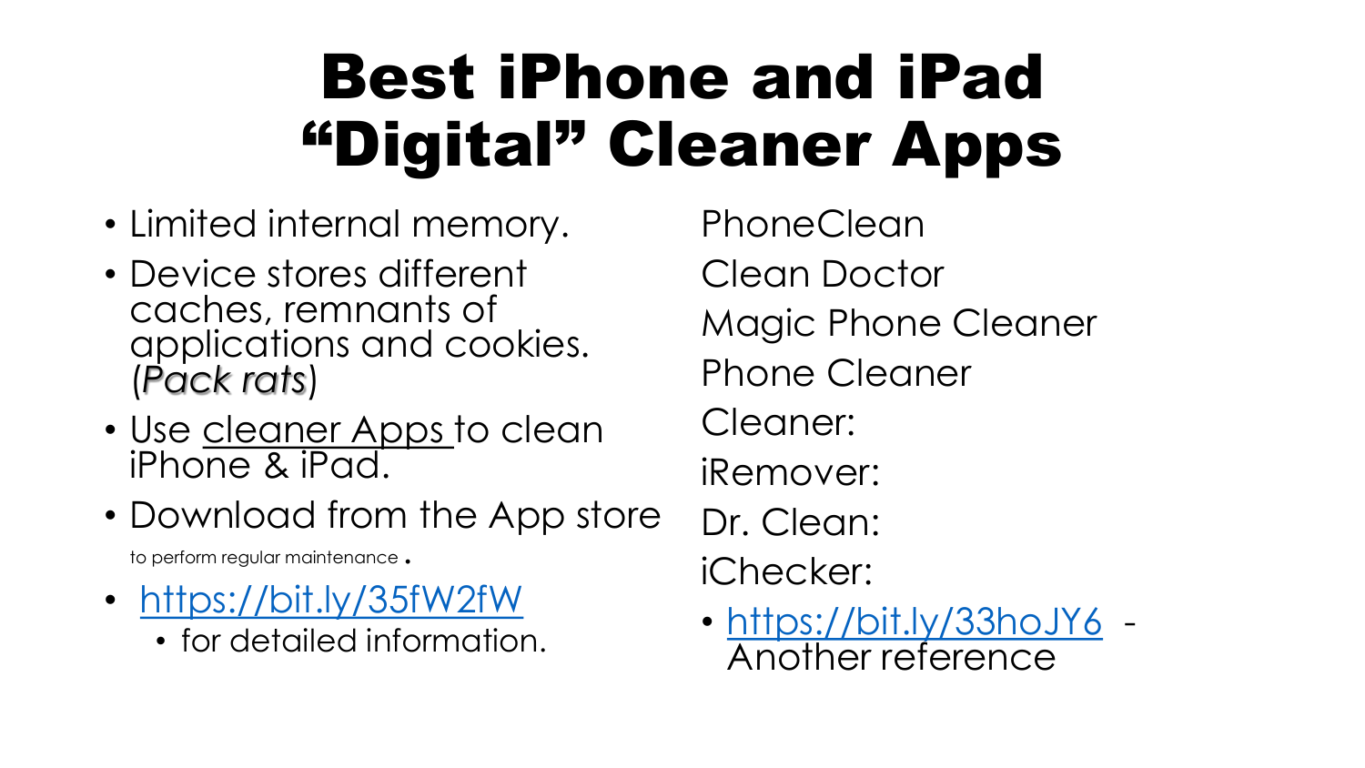# Best iPhone and iPad "Digital" Cleaner Apps

- Limited internal memory.
- Device stores different caches, remnants of applications and cookies. (*Pack rats*)
- Use cleaner Apps to clean iPhone & iPad.
- Download from the App store to perform regular maintenance .
- https://bit.ly/35fW2fW
  - for detailed information.

PhoneClean

Clean Doctor

Magic Phone Cleaner

Phone Cleaner

Cleaner:

iRemover:

Dr. Clean:

iChecker:

- https://bit.ly/33hoJY6 - Another reference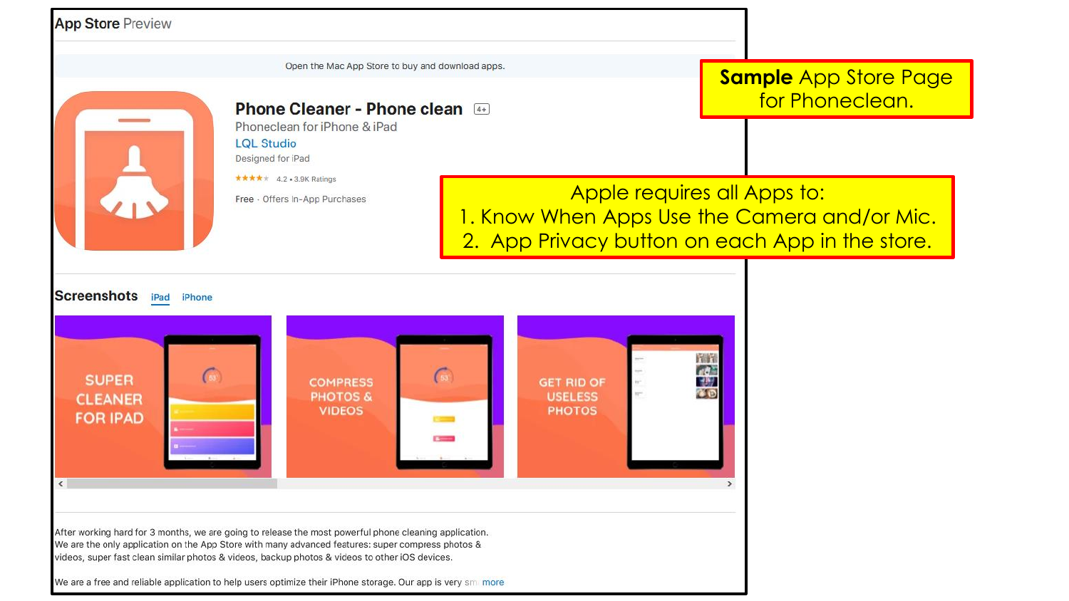App Store Preview

Open the Mac App Store to buy and download apps.

**Sample** App Store Page for Phoneclean.

## Phone Cleaner - Phone clean 4+

Phoneclean for iPhone & iPad

LQL Studio

Designed for iPad

★★★★★ 4.2 • 3.9K Ratings

Free · Offers In-App Purchases

Apple requires all Apps to:

1. Know When Apps Use the Camera and/or Mic.
2. App Privacy button on each App in the store.

### Screenshots

iPad iPhone

SUPER CLEANER FOR IPAD

COMPRESS PHOTOS & VIDEOS

GET RID OF USELESS PHOTOS

After working hard for 3 months, we are going to release the most powerful phone cleaning application. We are the only application on the App Store with many advanced features: super compress photos & videos, super fast clean similar photos & videos, backup photos & videos to other iOS devices.

We are a free and reliable application to help users optimize their iPhone storage. Our app is very sm more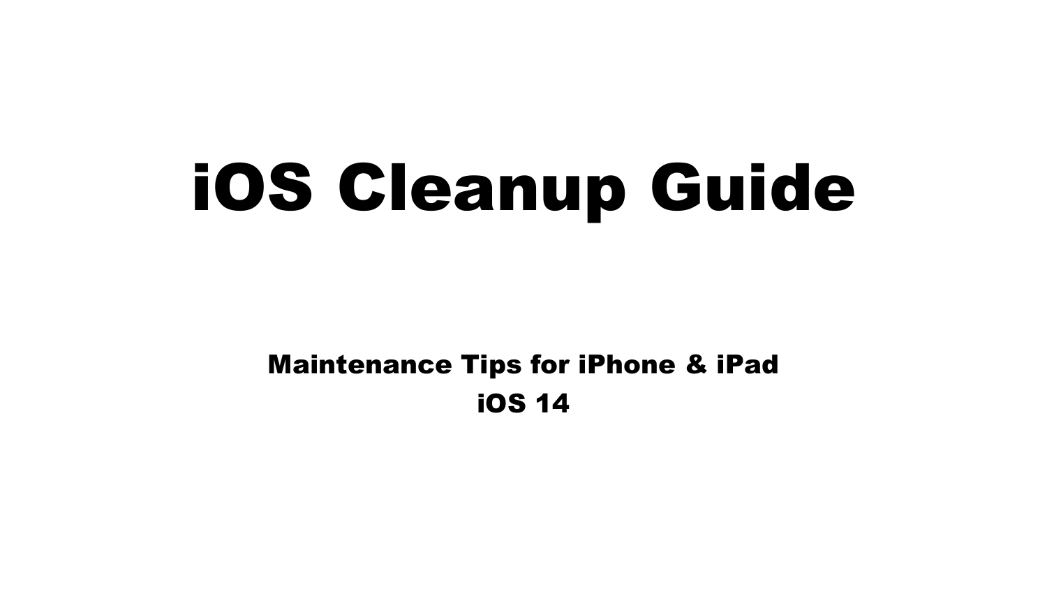# iOS Cleanup Guide

**Maintenance Tips for iPhone & iPad**

**iOS 14**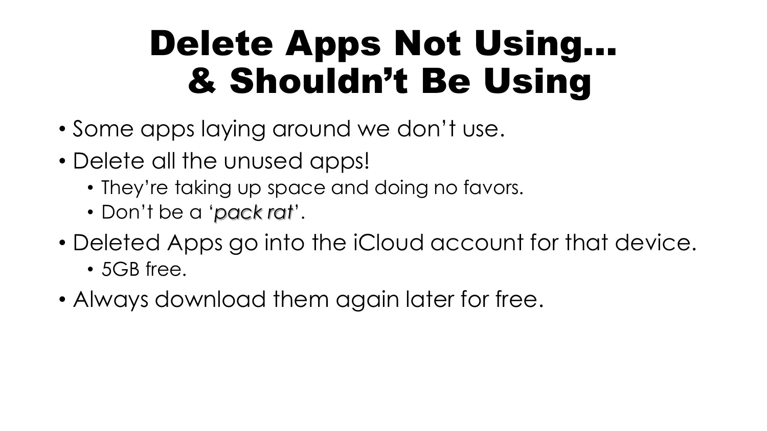# Delete Apps Not Using… & Shouldn't Be Using

- Some apps laying around we don't use.
- Delete all the unused apps!
  - They're taking up space and doing no favors.
  - Don't be a '*pack rat*'.
- Deleted Apps go into the iCloud account for that device.
  - 5GB free.
- Always download them again later for free.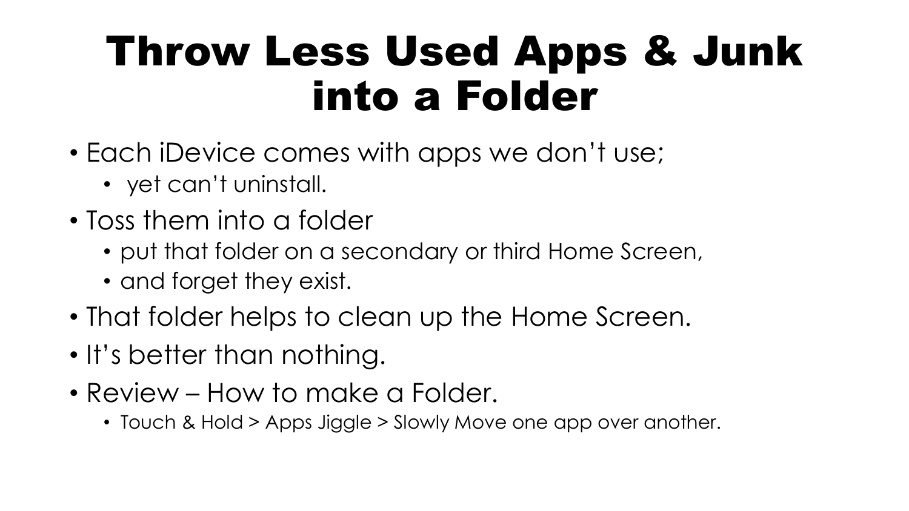# Throw Less Used Apps & Junk into a Folder

- Each iDevice comes with apps we don't use;
  - yet can't uninstall.
- Toss them into a folder
  - put that folder on a secondary or third Home Screen,
  - and forget they exist.
- That folder helps to clean up the Home Screen.
- It's better than nothing.
- Review – How to make a Folder.
  - Touch & Hold > Apps Jiggle > Slowly Move one app over another.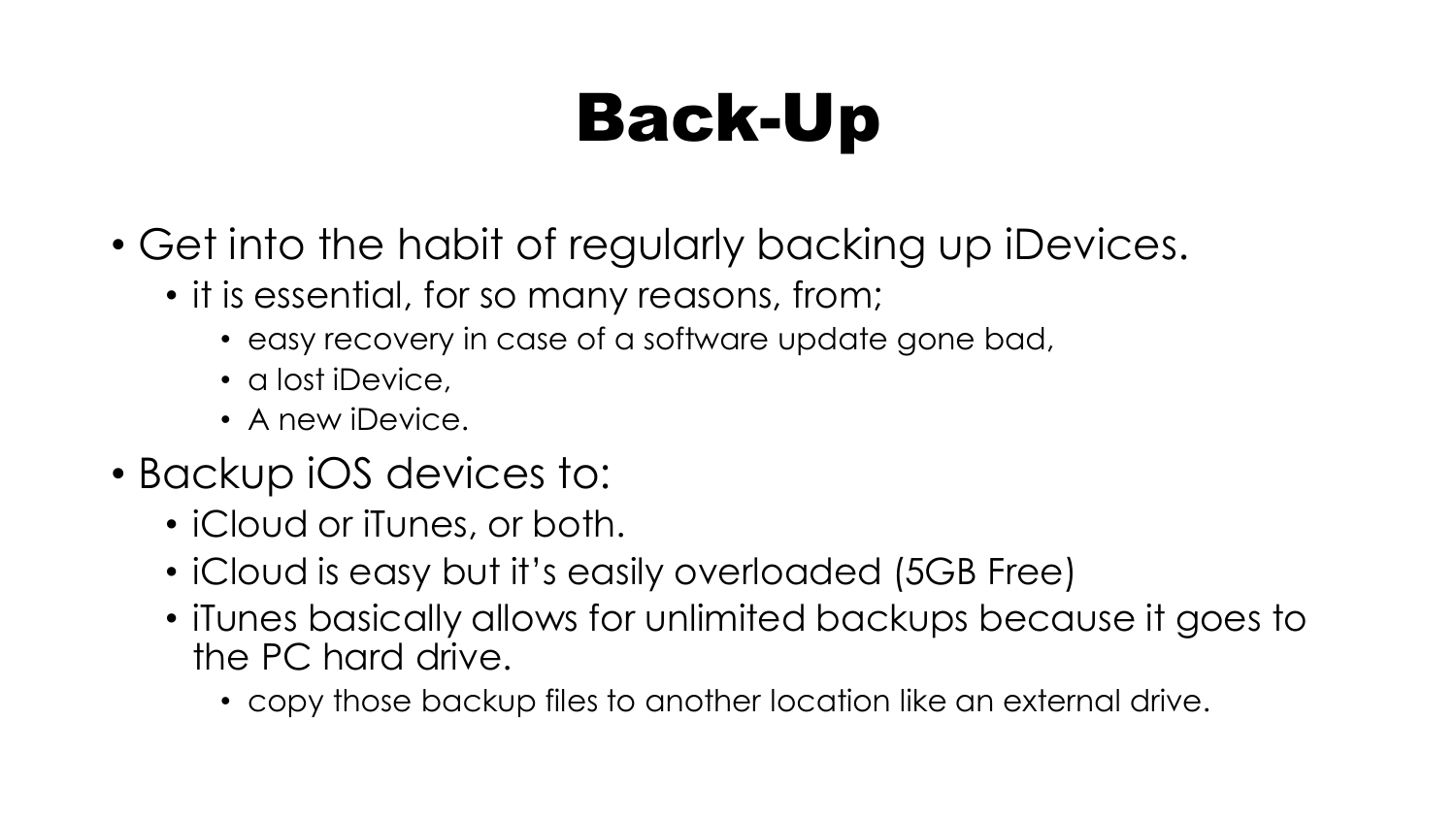# Back-Up

- Get into the habit of regularly backing up iDevices.
  - it is essential, for so many reasons, from;
    - easy recovery in case of a software update gone bad,
    - a lost iDevice,
    - A new iDevice.
- Backup iOS devices to:
  - iCloud or iTunes, or both.
  - iCloud is easy but it's easily overloaded (5GB Free)
  - iTunes basically allows for unlimited backups because it goes to the PC hard drive.
    - copy those backup files to another location like an external drive.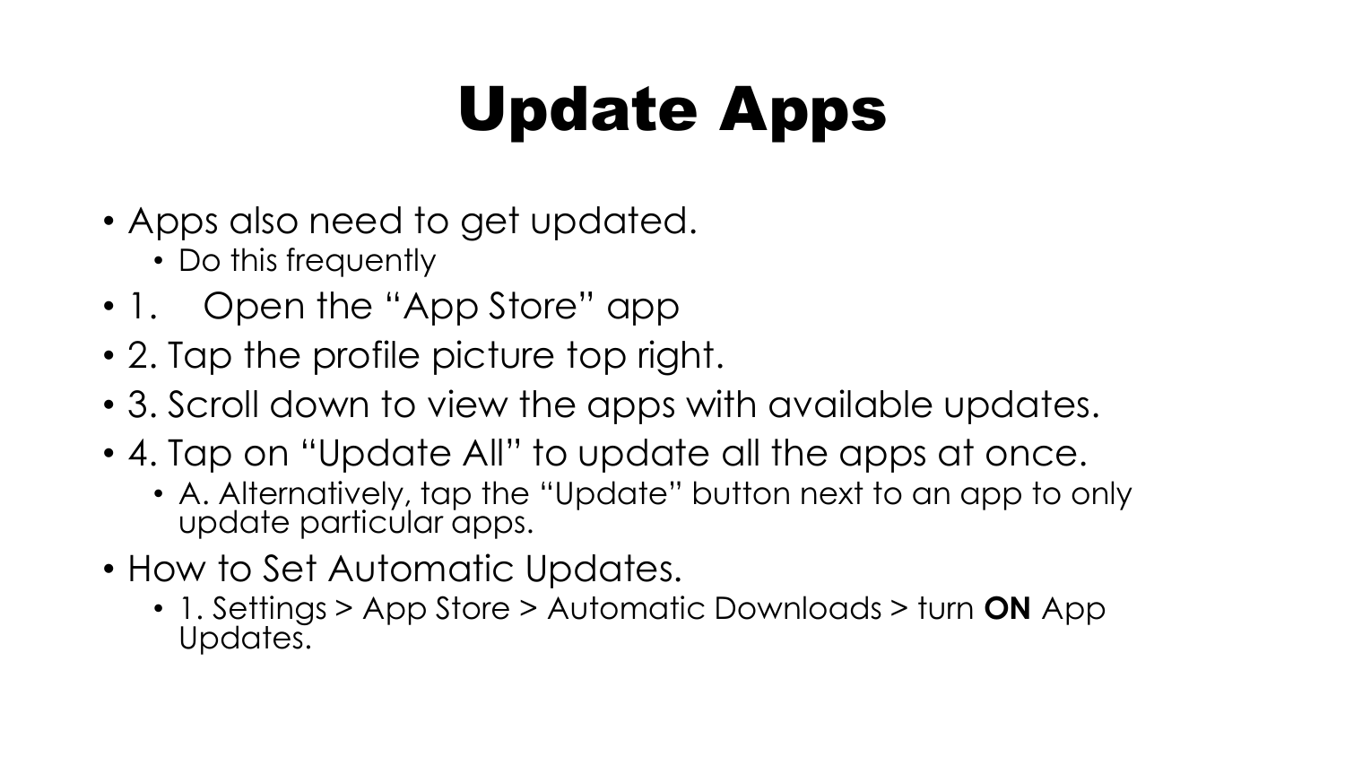# Update Apps

- Apps also need to get updated.
  - Do this frequently
- 1. Open the “App Store” app
- 2. Tap the profile picture top right.
- 3. Scroll down to view the apps with available updates.
- 4. Tap on “Update All” to update all the apps at once.
  - A. Alternatively, tap the “Update” button next to an app to only update particular apps.
- How to Set Automatic Updates.
  - 1. Settings > App Store > Automatic Downloads > turn **ON** App Updates.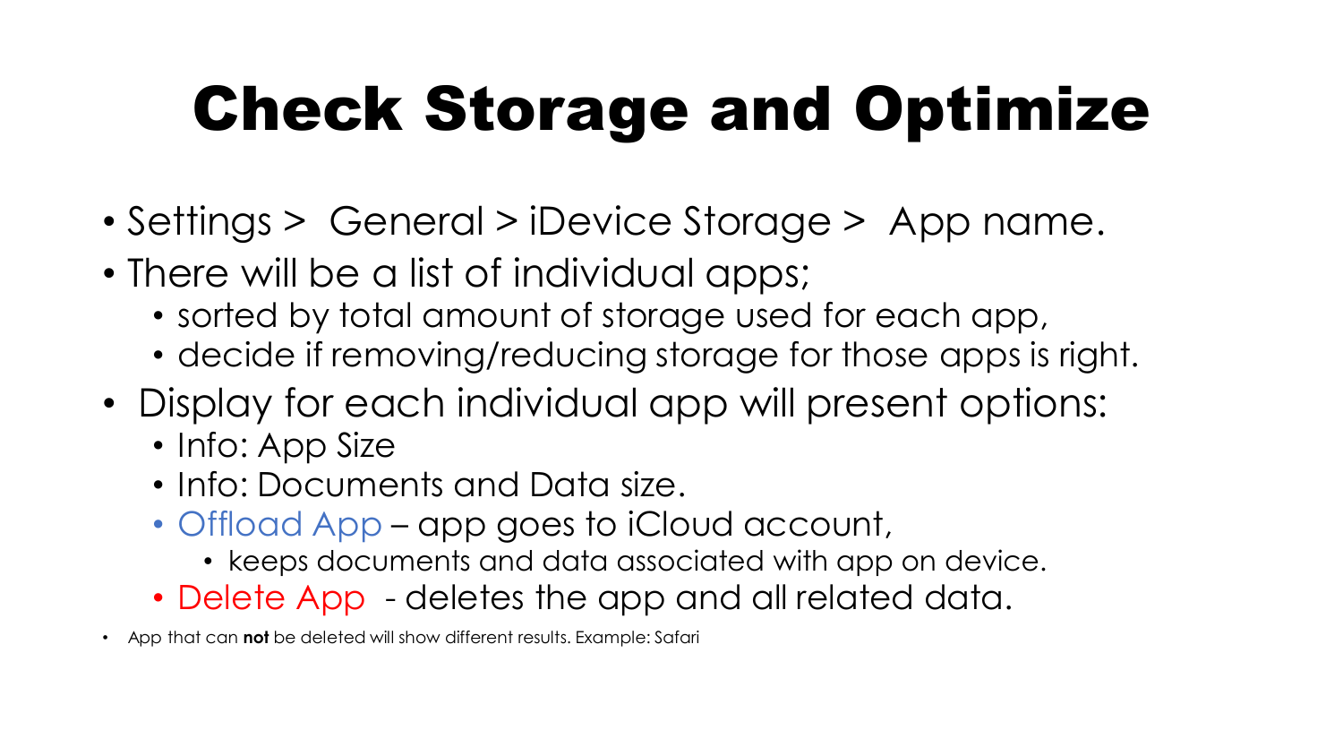# Check Storage and Optimize

- Settings > General > iDevice Storage > App name.
- There will be a list of individual apps;
  - sorted by total amount of storage used for each app,
  - decide if removing/reducing storage for those apps is right.
- Display for each individual app will present options:
  - Info: App Size
  - Info: Documents and Data size.
  - Offload App – app goes to iCloud account,
    - keeps documents and data associated with app on device.
  - Delete App - deletes the app and all related data.

- App that can **not** be deleted will show different results. Example: Safari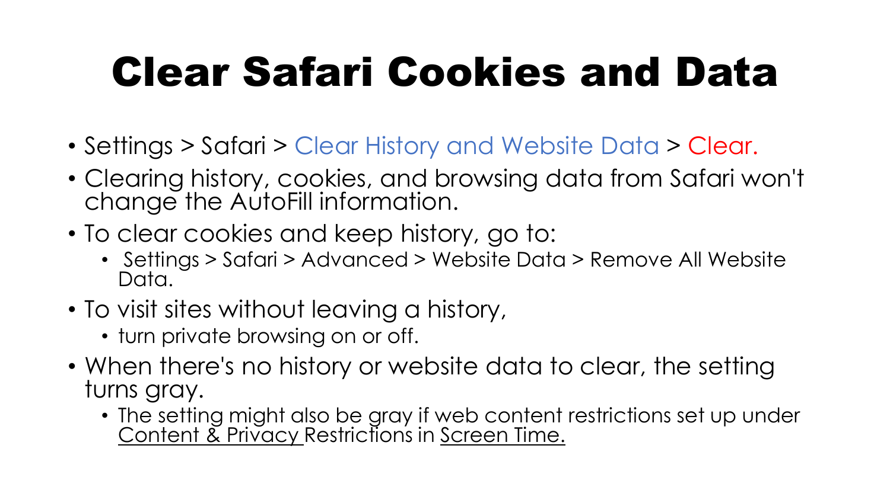# Clear Safari Cookies and Data

- Settings > Safari > Clear History and Website Data > Clear.
- Clearing history, cookies, and browsing data from Safari won't change the AutoFill information.
- To clear cookies and keep history, go to:
  - Settings > Safari > Advanced > Website Data > Remove All Website Data.
- To visit sites without leaving a history,
  - turn private browsing on or off.
- When there's no history or website data to clear, the setting turns gray.
  - The setting might also be gray if web content restrictions set up under Content & Privacy Restrictions in Screen Time.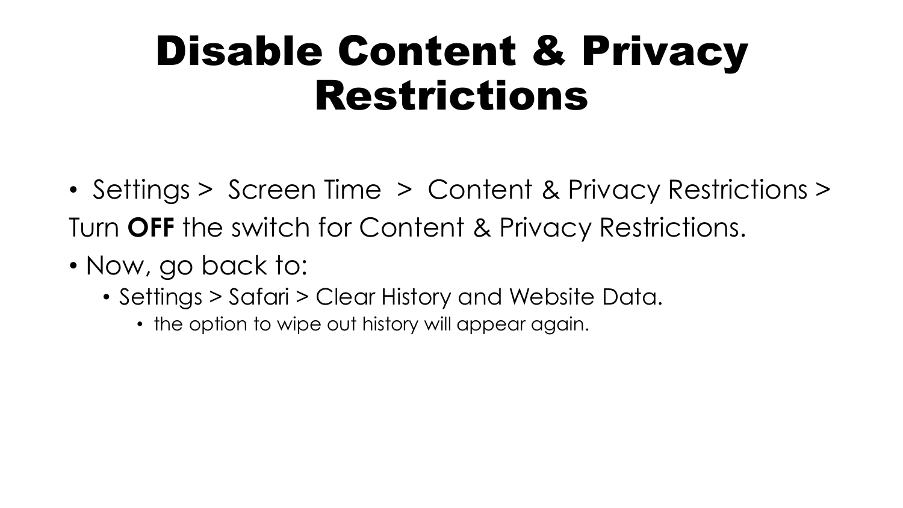# Disable Content & Privacy Restrictions

- Settings > Screen Time > Content & Privacy Restrictions > Turn **OFF** the switch for Content & Privacy Restrictions.
- Now, go back to:
  - Settings > Safari > Clear History and Website Data.
    - the option to wipe out history will appear again.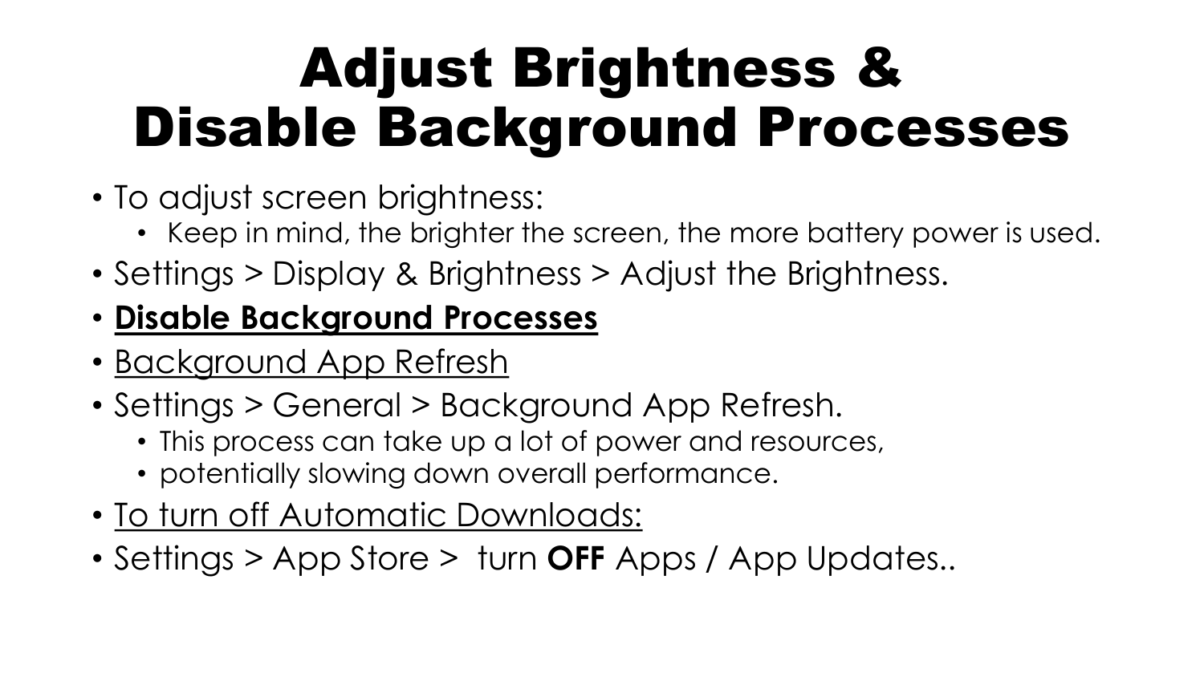# Adjust Brightness & Disable Background Processes

- To adjust screen brightness:
  - Keep in mind, the brighter the screen, the more battery power is used.
- Settings > Display & Brightness > Adjust the Brightness.
- <u>**Disable Background Processes**</u>
- <u>Background App Refresh</u>
- Settings > General > Background App Refresh.
  - This process can take up a lot of power and resources,
  - potentially slowing down overall performance.
- <u>To turn off Automatic Downloads:</u>
- Settings > App Store > turn **OFF** Apps / App Updates..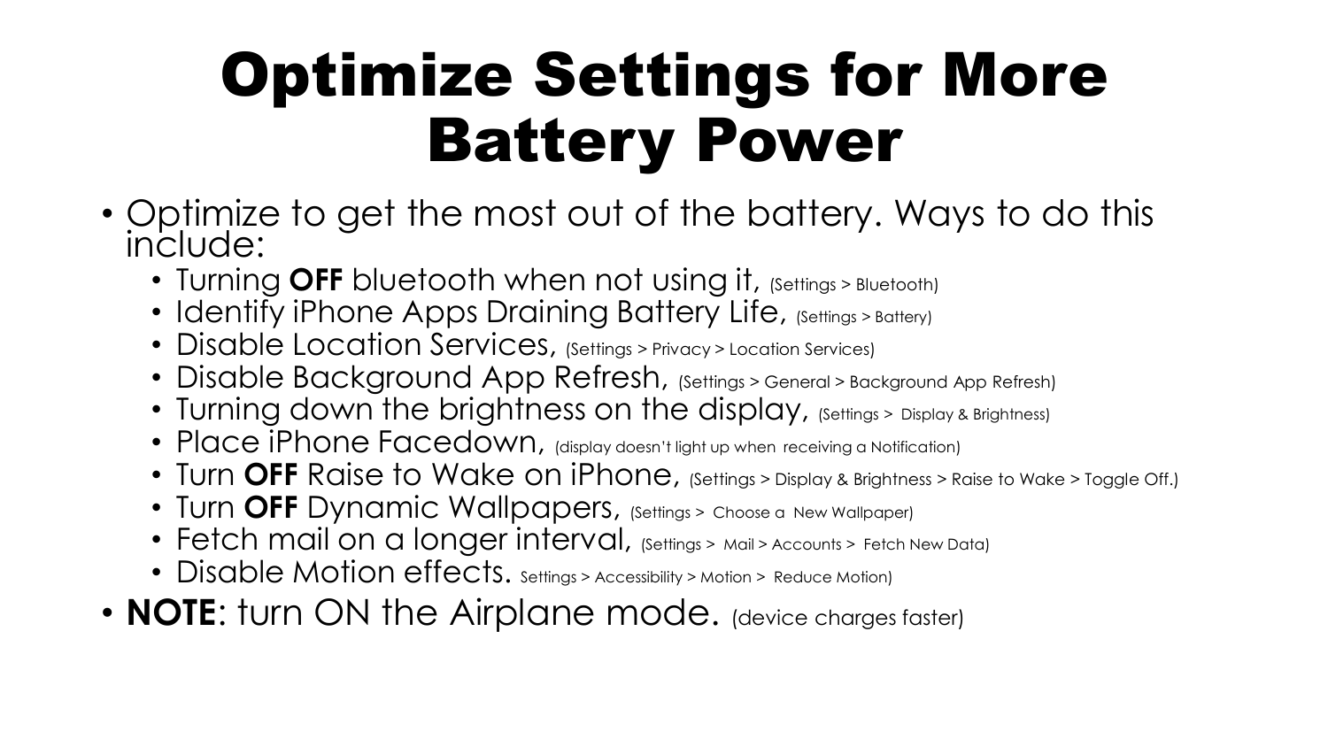# Optimize Settings for More Battery Power

- Optimize to get the most out of the battery. Ways to do this include:
  - Turning **OFF** bluetooth when not using it, (Settings > Bluetooth)
  - Identify iPhone Apps Draining Battery Life, (Settings > Battery)
  - Disable Location Services, (Settings > Privacy > Location Services)
  - Disable Background App Refresh, (Settings > General > Background App Refresh)
  - Turning down the brightness on the display, (Settings > Display & Brightness)
  - Place iPhone Facedown, (display doesn't light up when receiving a Notification)
  - Turn **OFF** Raise to Wake on iPhone, (Settings > Display & Brightness > Raise to Wake > Toggle Off.)
  - Turn **OFF** Dynamic Wallpapers, (Settings > Choose a New Wallpaper)
  - Fetch mail on a longer interval, (Settings > Mail > Accounts > Fetch New Data)
  - Disable Motion effects. Settings > Accessibility > Motion > Reduce Motion)
- **NOTE**: turn ON the Airplane mode. (device charges faster)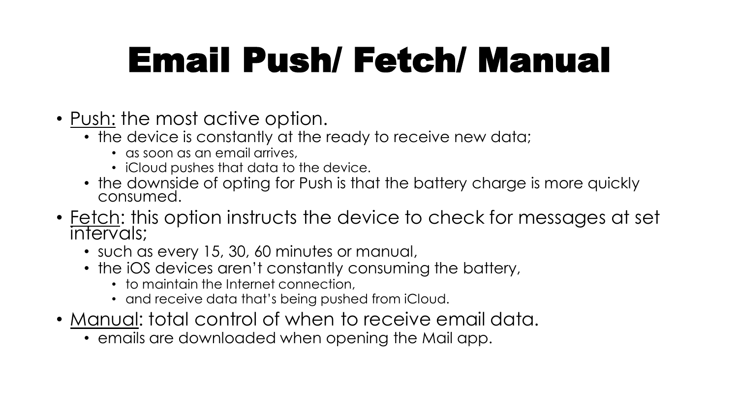# Email Push/ Fetch/ Manual

- Push: the most active option.
  - the device is constantly at the ready to receive new data;
    - as soon as an email arrives,
    - iCloud pushes that data to the device.
  - the downside of opting for Push is that the battery charge is more quickly consumed.
- Fetch: this option instructs the device to check for messages at set intervals;
  - such as every 15, 30, 60 minutes or manual,
  - the iOS devices aren't constantly consuming the battery,
    - to maintain the Internet connection,
    - and receive data that's being pushed from iCloud.
- Manual: total control of when to receive email data.
  - emails are downloaded when opening the Mail app.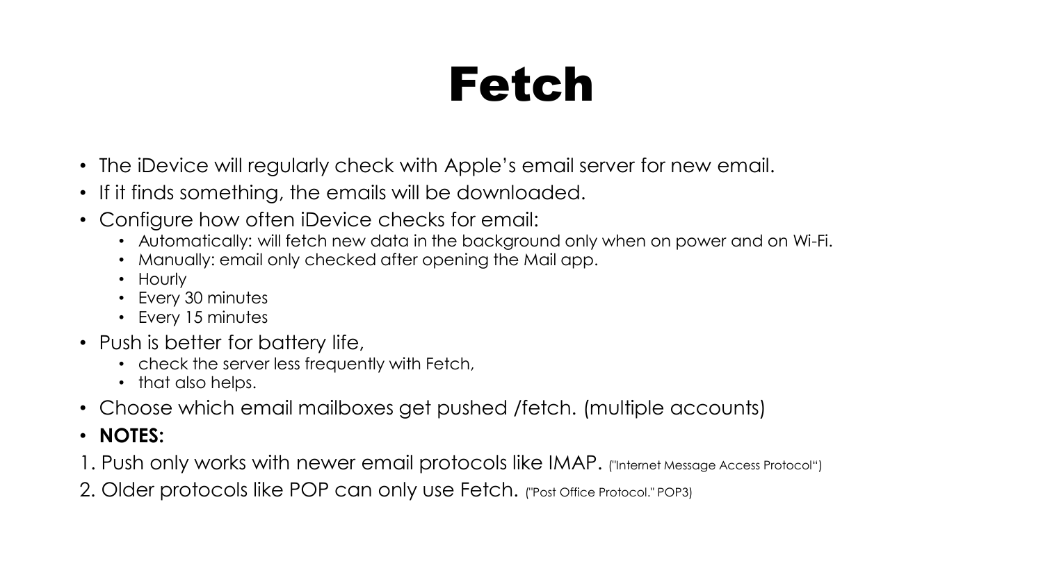# Fetch

- The iDevice will regularly check with Apple's email server for new email.
- If it finds something, the emails will be downloaded.
- Configure how often iDevice checks for email:
  - Automatically: will fetch new data in the background only when on power and on Wi-Fi.
  - Manually: email only checked after opening the Mail app.
  - Hourly
  - Every 30 minutes
  - Every 15 minutes
- Push is better for battery life,
  - check the server less frequently with Fetch,
  - that also helps.
- Choose which email mailboxes get pushed /fetch. (multiple accounts)
- **NOTES:**

1. Push only works with newer email protocols like IMAP. ("Internet Message Access Protocol")
2. Older protocols like POP can only use Fetch. ("Post Office Protocol." POP3)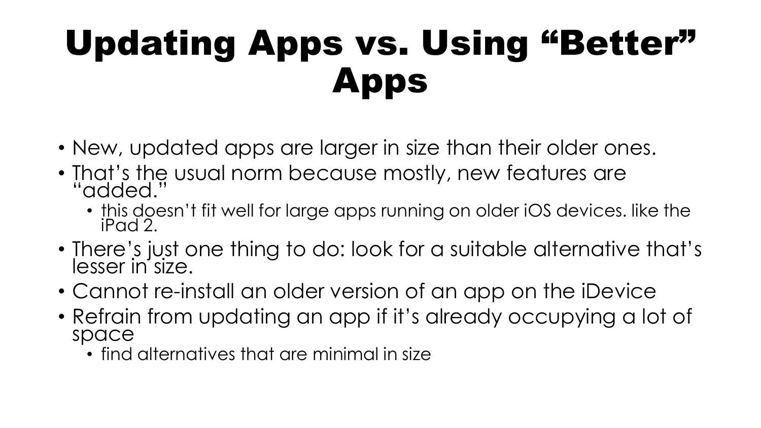# Updating Apps vs. Using "Better" Apps

- New, updated apps are larger in size than their older ones.
- That's the usual norm because mostly, new features are "added."
  - this doesn't fit well for large apps running on older iOS devices. like the iPad 2.
- There's just one thing to do: look for a suitable alternative that's lesser in size.
- Cannot re-install an older version of an app on the iDevice
- Refrain from updating an app if it's already occupying a lot of space
  - find alternatives that are minimal in size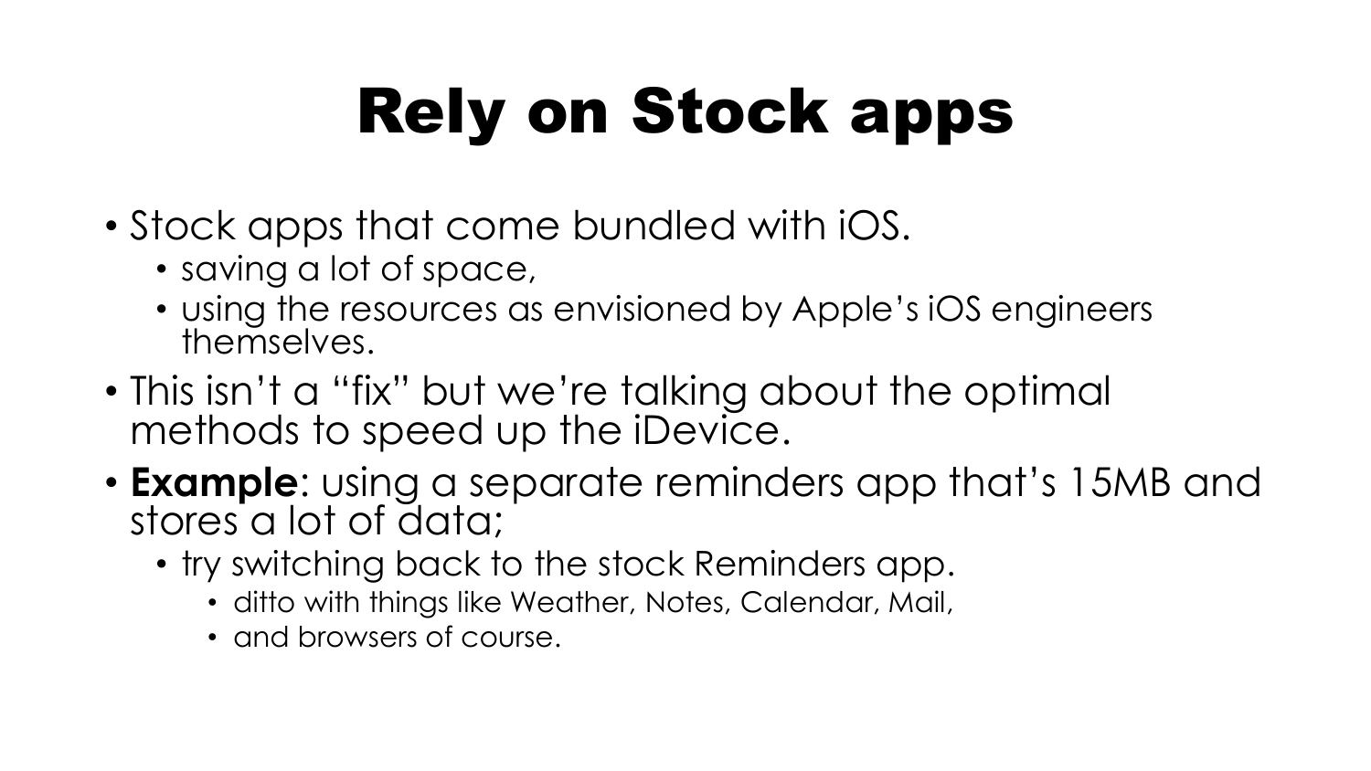# Rely on Stock apps

- Stock apps that come bundled with iOS.
  - saving a lot of space,
  - using the resources as envisioned by Apple's iOS engineers themselves.
- This isn't a "fix" but we're talking about the optimal methods to speed up the iDevice.
- **Example**: using a separate reminders app that's 15MB and stores a lot of data;
  - try switching back to the stock Reminders app.
    - ditto with things like Weather, Notes, Calendar, Mail,
    - and browsers of course.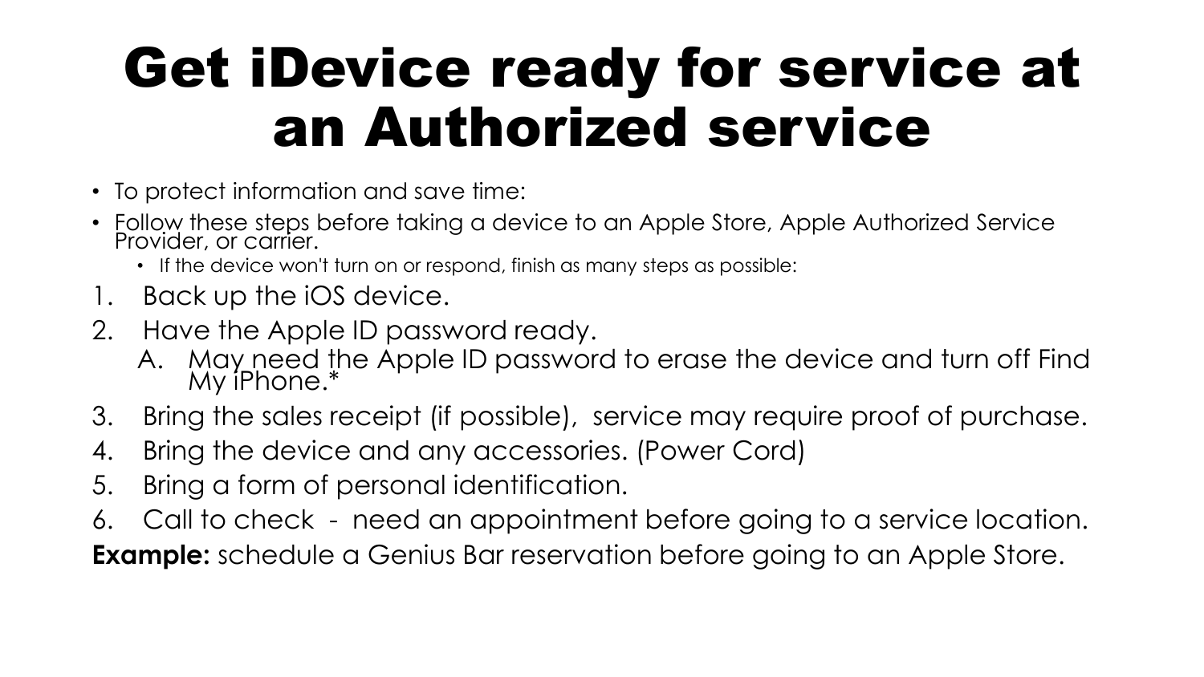# Get iDevice ready for service at an Authorized service

- To protect information and save time:
- Follow these steps before taking a device to an Apple Store, Apple Authorized Service Provider, or carrier.
  - If the device won't turn on or respond, finish as many steps as possible:

1. Back up the iOS device.
2. Have the Apple ID password ready.
   A. May need the Apple ID password to erase the device and turn off Find My iPhone.*
3. Bring the sales receipt (if possible), service may require proof of purchase.
4. Bring the device and any accessories. (Power Cord)
5. Bring a form of personal identification.
6. Call to check - need an appointment before going to a service location.

**Example:** schedule a Genius Bar reservation before going to an Apple Store.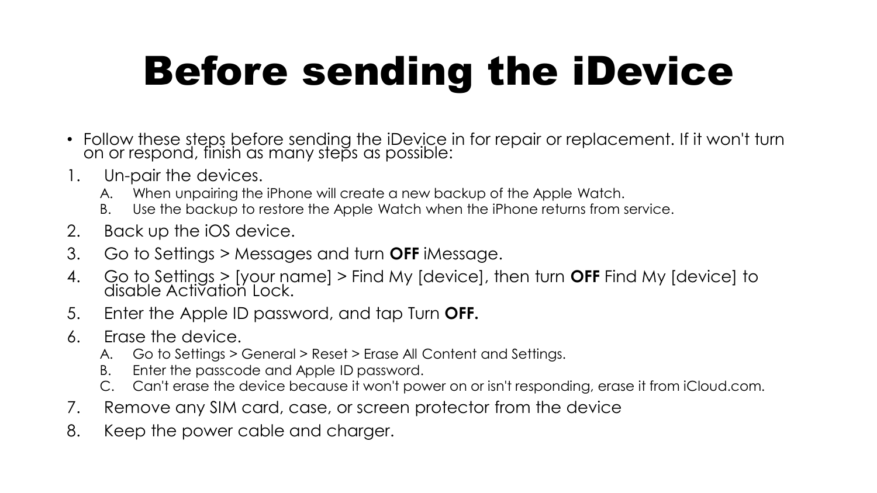# Before sending the iDevice

- Follow these steps before sending the iDevice in for repair or replacement. If it won't turn on or respond, finish as many steps as possible:

1. Un-pair the devices.
   A. When unpairing the iPhone will create a new backup of the Apple Watch.
   B. Use the backup to restore the Apple Watch when the iPhone returns from service.
2. Back up the iOS device.
3. Go to Settings > Messages and turn **OFF** iMessage.
4. Go to Settings > [your name] > Find My [device], then turn **OFF** Find My [device] to disable Activation Lock.
5. Enter the Apple ID password, and tap Turn **OFF.**
6. Erase the device.
   A. Go to Settings > General > Reset > Erase All Content and Settings.
   B. Enter the passcode and Apple ID password.
   C. Can't erase the device because it won't power on or isn't responding, erase it from iCloud.com.
7. Remove any SIM card, case, or screen protector from the device
8. Keep the power cable and charger.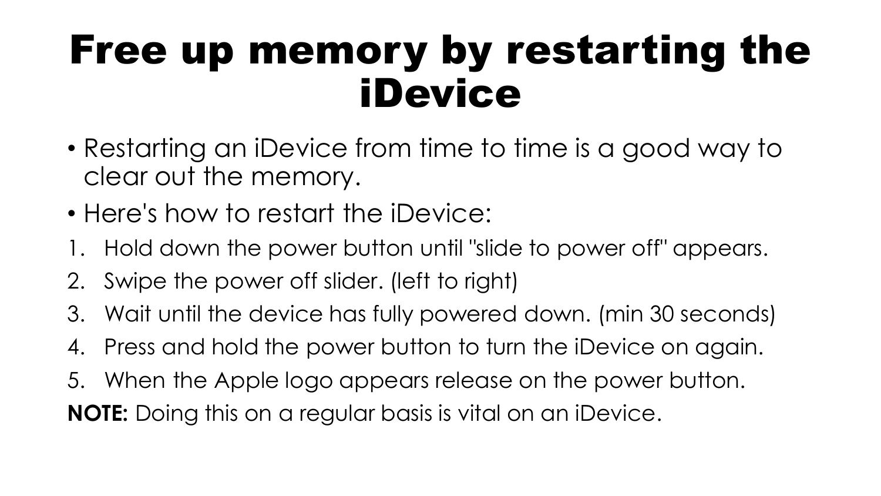# Free up memory by restarting the iDevice

- Restarting an iDevice from time to time is a good way to clear out the memory.
- Here's how to restart the iDevice:

1. Hold down the power button until "slide to power off" appears.
2. Swipe the power off slider. (left to right)
3. Wait until the device has fully powered down. (min 30 seconds)
4. Press and hold the power button to turn the iDevice on again.
5. When the Apple logo appears release on the power button.

**NOTE:** Doing this on a regular basis is vital on an iDevice.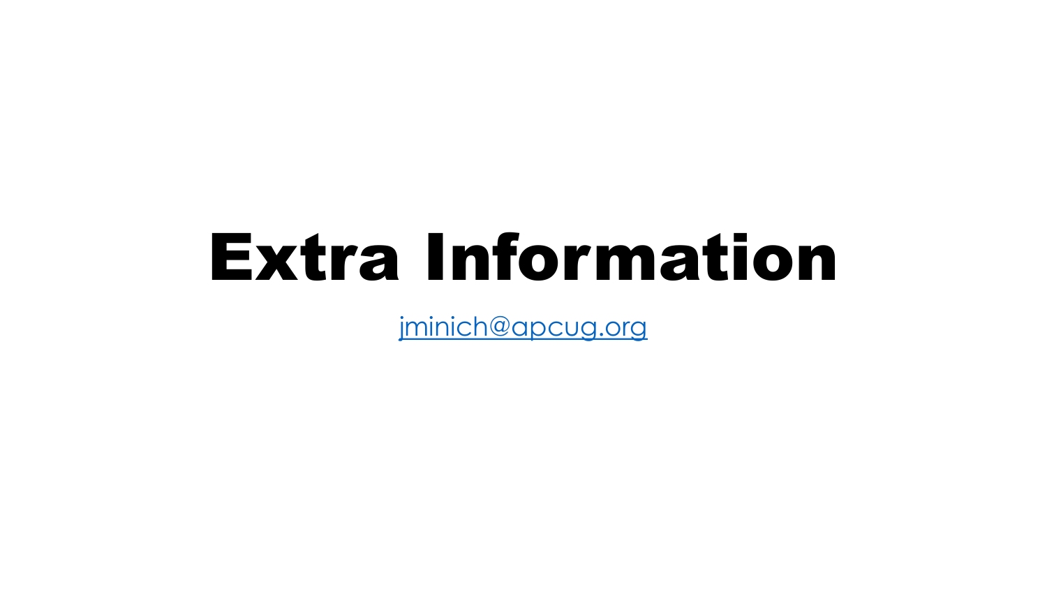# Extra Information

[jminich@apcug.org](mailto:jminich@apcug.org)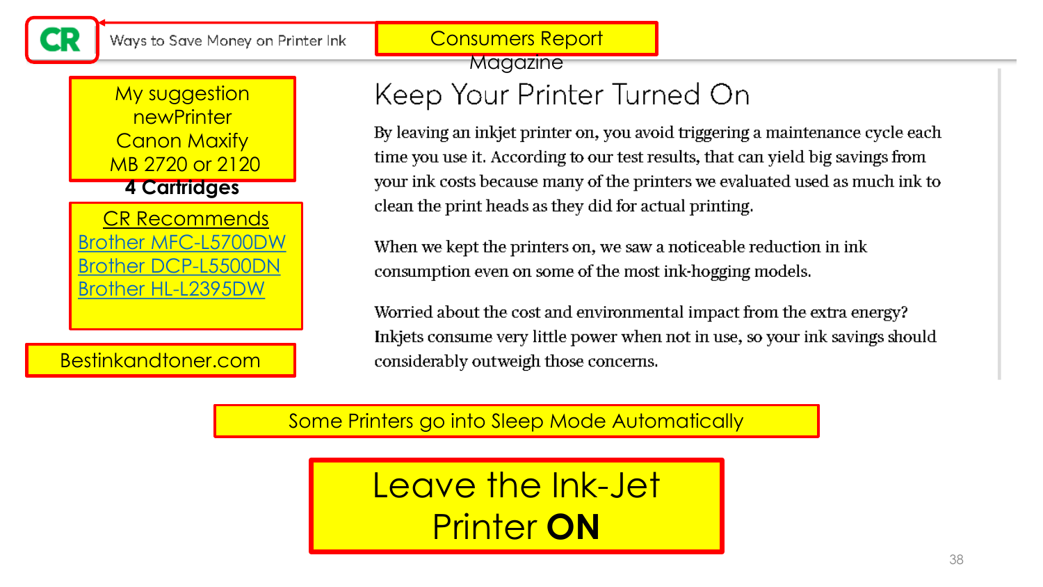CR Ways to Save Money on Printer Ink

Consumers Report Magazine

My suggestion newPrinter Canon Maxify MB 2720 or 2120

**4 Cartridges**

CR Recommends
Brother MFC-L5700DW
Brother DCP-L5500DN
Brother HL-L2395DW

Bestinkandtoner.com

# Keep Your Printer Turned On

By leaving an inkjet printer on, you avoid triggering a maintenance cycle each time you use it. According to our test results, that can yield big savings from your ink costs because many of the printers we evaluated used as much ink to clean the print heads as they did for actual printing.

When we kept the printers on, we saw a noticeable reduction in ink consumption even on some of the most ink-hogging models.

Worried about the cost and environmental impact from the extra energy? Inkjets consume very little power when not in use, so your ink savings should considerably outweigh those concerns.

Some Printers go into Sleep Mode Automatically

## Leave the Ink-Jet Printer **ON**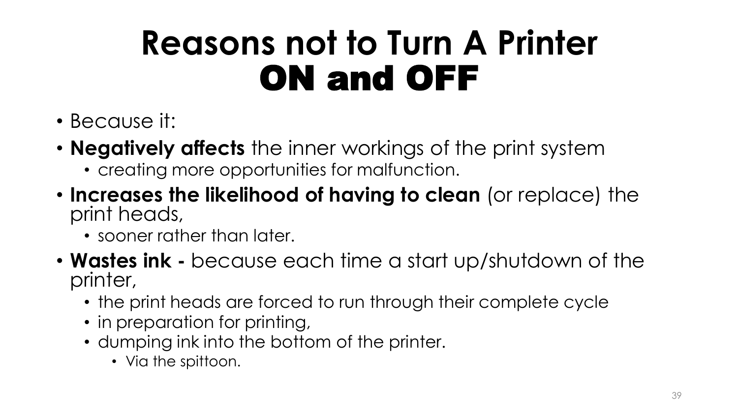# Reasons not to Turn A Printer ON and OFF

- Because it:
- **Negatively affects** the inner workings of the print system
  - creating more opportunities for malfunction.
- **Increases the likelihood of having to clean** (or replace) the print heads,
  - sooner rather than later.
- **Wastes ink -** because each time a start up/shutdown of the printer,
  - the print heads are forced to run through their complete cycle
  - in preparation for printing,
  - dumping ink into the bottom of the printer.
    - Via the spittoon.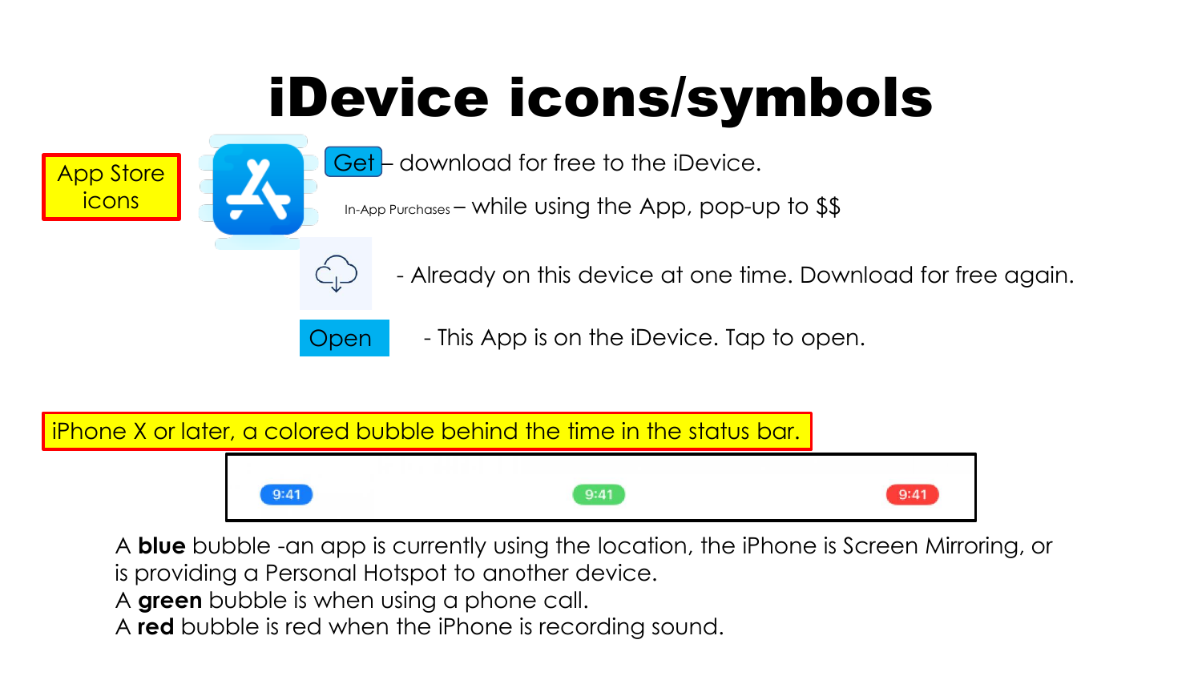# iDevice icons/symbols

App Store icons

Get – download for free to the iDevice.

In-App Purchases – while using the App, pop-up to $$

- Already on this device at one time. Download for free again.

Open - This App is on the iDevice. Tap to open.

iPhone X or later, a colored bubble behind the time in the status bar.

9:41 9:41 9:41

A **blue** bubble -an app is currently using the location, the iPhone is Screen Mirroring, or is providing a Personal Hotspot to another device.
A **green** bubble is when using a phone call.
A **red** bubble is red when the iPhone is recording sound.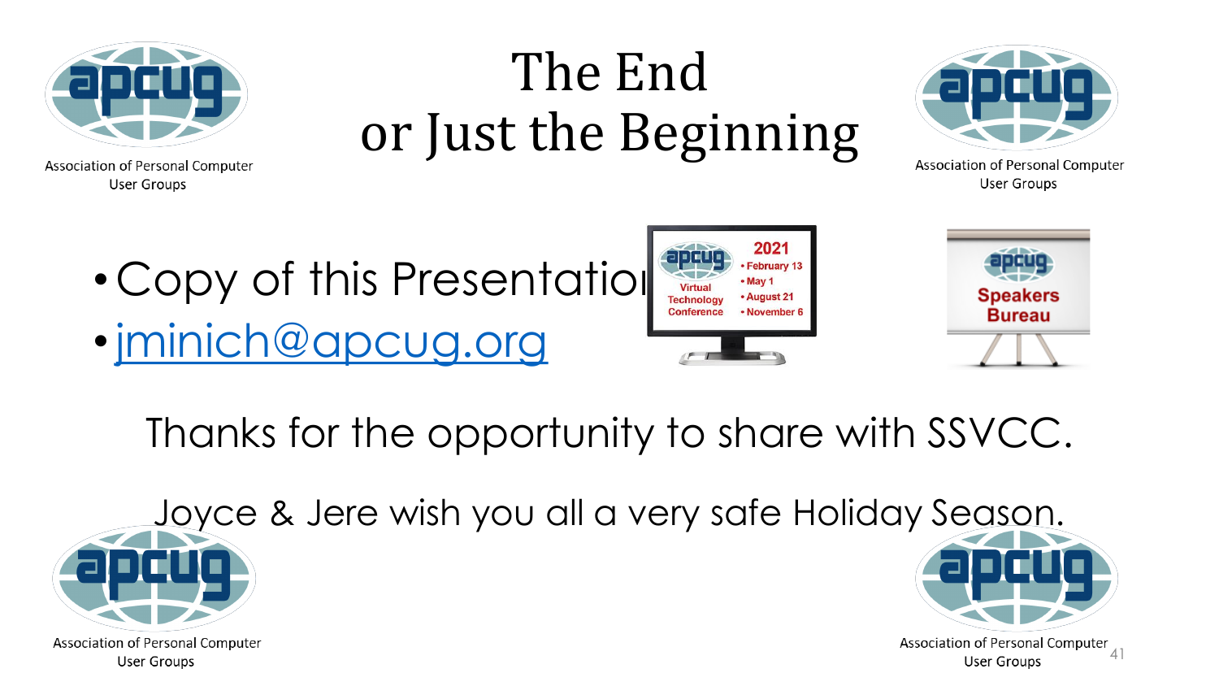# The End or Just the Beginning

Association of Personal Computer User Groups

- Copy of this Presentation
- jminich@apcug.org

2021 Virtual Technology Conference
- February 13
- May 1
- August 21
- November 6

Speakers Bureau

Thanks for the opportunity to share with SSVCC.

Joyce & Jere wish you all a very safe Holiday Season.